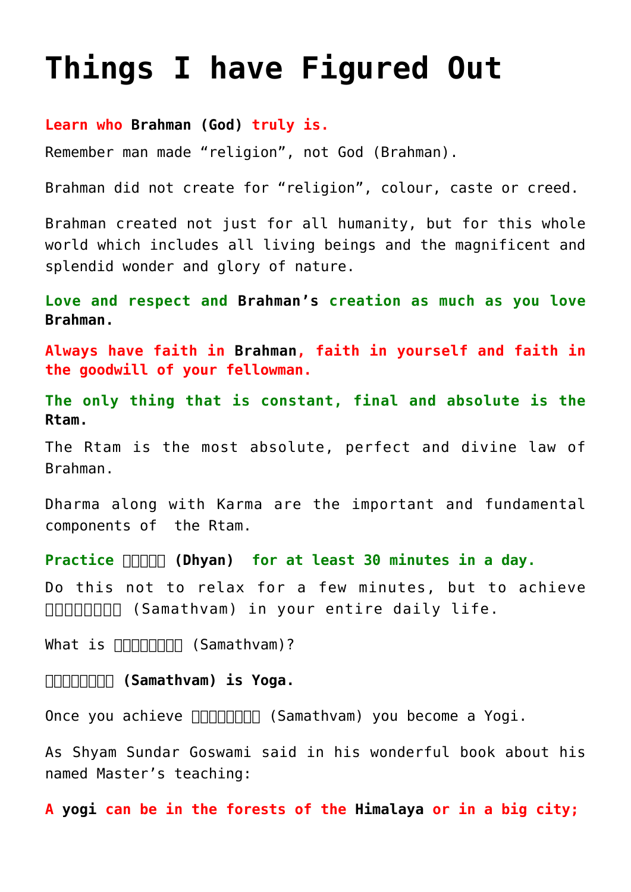# Things I have Figured Out

**Learn who Brahman (God) truly is.**

Remember man made "religion", not God (Brahman).

Brahman did not create for "religion", colour, caste or creed.

Brahman created not just for all humanity, but for this whole world which includes all living beings and the magnificent and splendid wonder and glory of nature.

**Love and respect and Brahman's creation as much as you love Brahman.**

**Always have faith in Brahman, faith in yourself and faith in the goodwill of your fellowman.**

**The only thing that is constant, final and absolute is the Rtam.**

The Rtam is the most absolute, perfect and divine law of Brahman.

Dharma along with Karma are the important and fundamental components of the Rtam.

**Practice □□□□□ (Dhyan) for at least 30 minutes in a day.**

Do this not to relax for a few minutes, but to achieve □□□□□□□□ (Samathvam) in your entire daily life.

What is □□□□□□□□ (Samathvam)?

**□□□□□□□□ (Samathvam) is Yoga.**

Once you achieve □□□□□□□□ (Samathvam) you become a Yogi.

As Shyam Sundar Goswami said in his wonderful book about his named Master's teaching:

**A yogi can be in the forests of the Himalaya or in a big city;**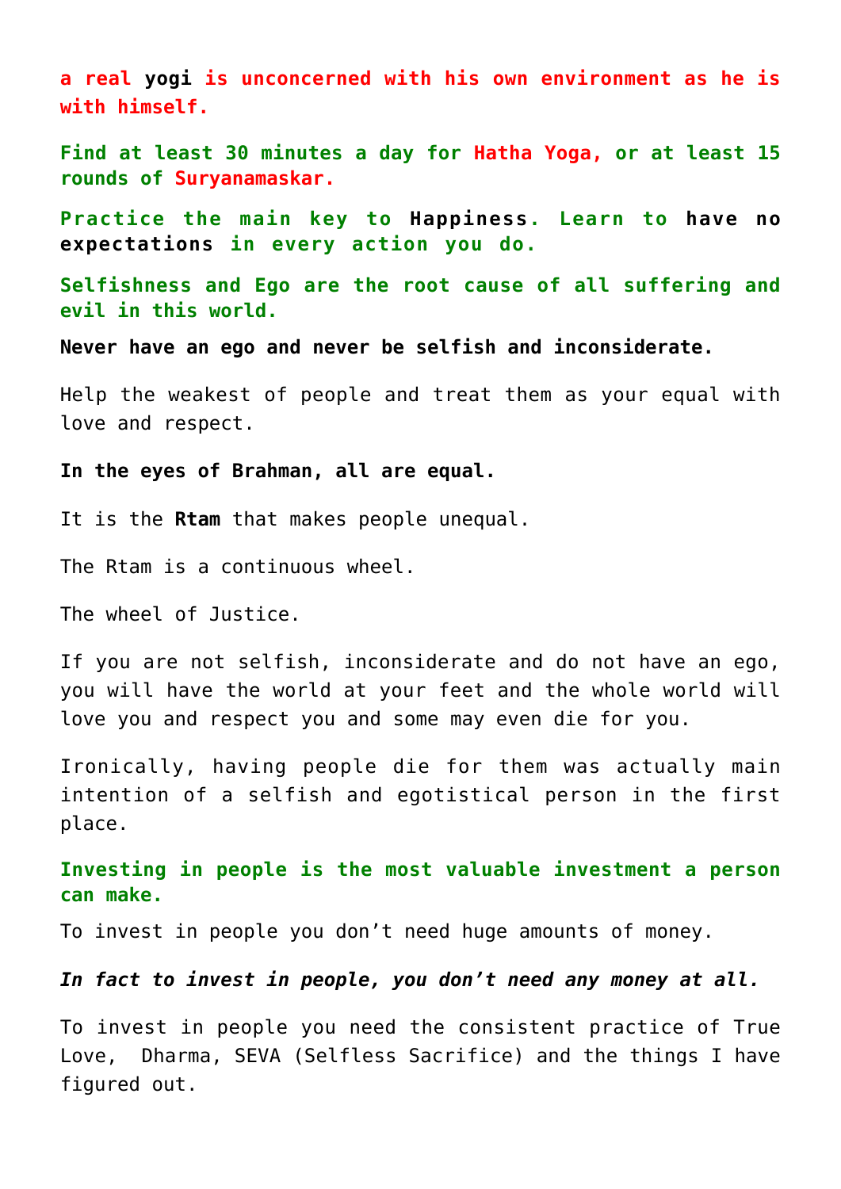**a real yogi is unconcerned with his own environment as he is with himself.**

**Find at least 30 minutes a day for Hatha Yoga, or at least 15 rounds of Suryanamaskar.**

**Practice the main key to Happiness. Learn to have no expectations in every action you do.**

**Selfishness and Ego are the root cause of all suffering and evil in this world.**

**Never have an ego and never be selfish and inconsiderate.**

Help the weakest of people and treat them as your equal with love and respect.

**In the eyes of Brahman, all are equal.**

It is the **Rtam** that makes people unequal.

The Rtam is a continuous wheel.

The wheel of Justice.

If you are not selfish, inconsiderate and do not have an ego, you will have the world at your feet and the whole world will love you and respect you and some may even die for you.

Ironically, having people die for them was actually main intention of a selfish and egotistical person in the first place.

**Investing in people is the most valuable investment a person can make.**

To invest in people you don't need huge amounts of money.

***In fact to invest in people, you don't need any money at all.***

To invest in people you need the consistent practice of True Love, Dharma, SEVA (Selfless Sacrifice) and the things I have figured out.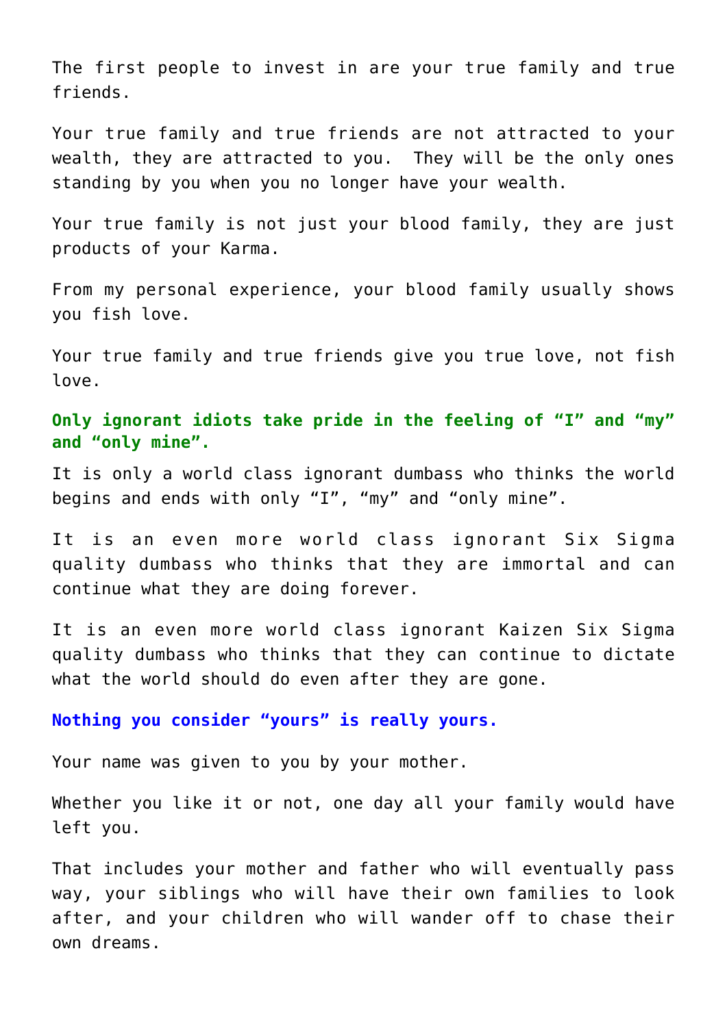The first people to invest in are your true family and true friends.

Your true family and true friends are not attracted to your wealth, they are attracted to you.  They will be the only ones standing by you when you no longer have your wealth.

Your true family is not just your blood family, they are just products of your Karma.

From my personal experience, your blood family usually shows you fish love.

Your true family and true friends give you true love, not fish love.

**Only ignorant idiots take pride in the feeling of “I” and “my” and “only mine”.**

It is only a world class ignorant dumbass who thinks the world begins and ends with only “I”, “my” and “only mine”.

It is an even more world class ignorant Six Sigma quality dumbass who thinks that they are immortal and can continue what they are doing forever.

It is an even more world class ignorant Kaizen Six Sigma quality dumbass who thinks that they can continue to dictate what the world should do even after they are gone.

**Nothing you consider “yours” is really yours.**

Your name was given to you by your mother.

Whether you like it or not, one day all your family would have left you.

That includes your mother and father who will eventually pass way, your siblings who will have their own families to look after, and your children who will wander off to chase their own dreams.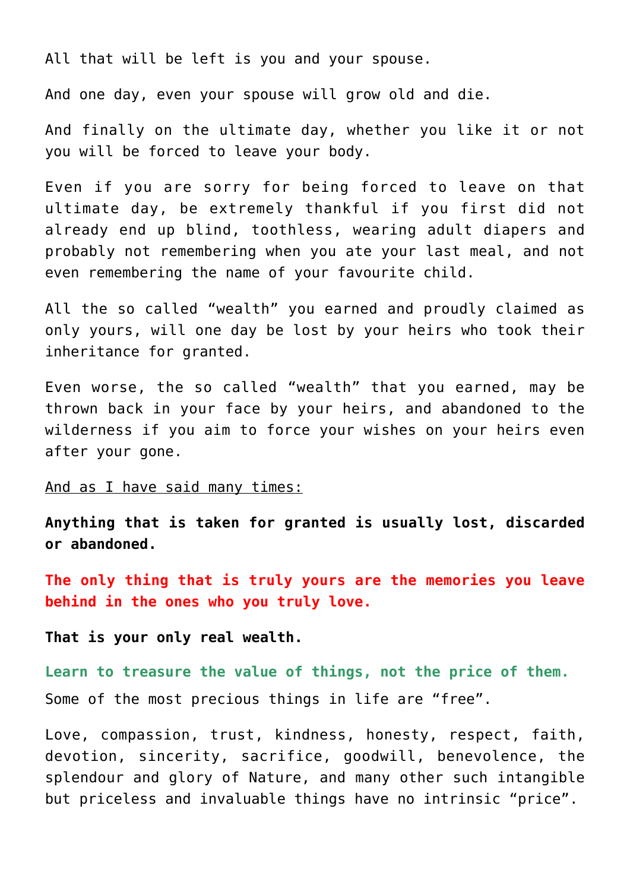All that will be left is you and your spouse.

And one day, even your spouse will grow old and die.

And finally on the ultimate day, whether you like it or not you will be forced to leave your body.

Even if you are sorry for being forced to leave on that ultimate day, be extremely thankful if you first did not already end up blind, toothless, wearing adult diapers and probably not remembering when you ate your last meal, and not even remembering the name of your favourite child.

All the so called “wealth” you earned and proudly claimed as only yours, will one day be lost by your heirs who took their inheritance for granted.

Even worse, the so called “wealth” that you earned, may be thrown back in your face by your heirs, and abandoned to the wilderness if you aim to force your wishes on your heirs even after your gone.

And as I have said many times:

**Anything that is taken for granted is usually lost, discarded or abandoned.**

**The only thing that is truly yours are the memories you leave behind in the ones who you truly love.**

**That is your only real wealth.**

**Learn to treasure the value of things, not the price of them.**

Some of the most precious things in life are “free”.

Love, compassion, trust, kindness, honesty, respect, faith, devotion, sincerity, sacrifice, goodwill, benevolence, the splendour and glory of Nature, and many other such intangible but priceless and invaluable things have no intrinsic “price”.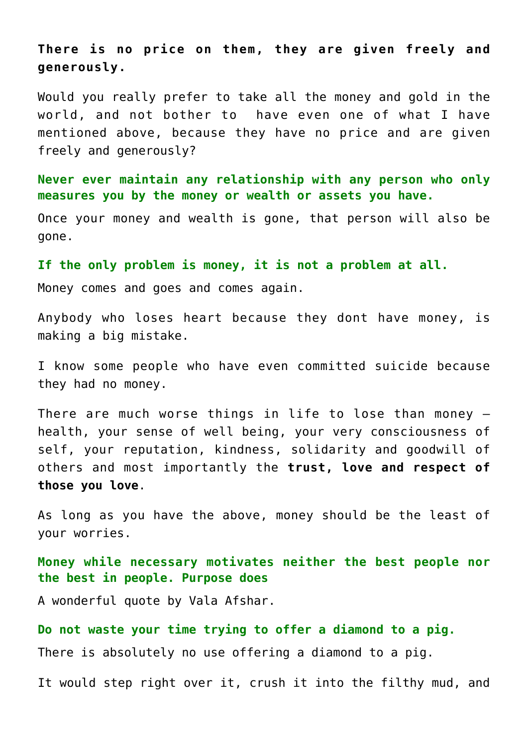**There is no price on them, they are given freely and generously.**

Would you really prefer to take all the money and gold in the world, and not bother to have even one of what I have mentioned above, because they have no price and are given freely and generously?

**Never ever maintain any relationship with any person who only measures you by the money or wealth or assets you have.**

Once your money and wealth is gone, that person will also be gone.

**If the only problem is money, it is not a problem at all.**

Money comes and goes and comes again.

Anybody who loses heart because they dont have money, is making a big mistake.

I know some people who have even committed suicide because they had no money.

There are much worse things in life to lose than money – health, your sense of well being, your very consciousness of self, your reputation, kindness, solidarity and goodwill of others and most importantly the **trust, love and respect of those you love**.

As long as you have the above, money should be the least of your worries.

**Money while necessary motivates neither the best people nor the best in people. Purpose does**

A wonderful quote by Vala Afshar.

**Do not waste your time trying to offer a diamond to a pig.**

There is absolutely no use offering a diamond to a pig.

It would step right over it, crush it into the filthy mud, and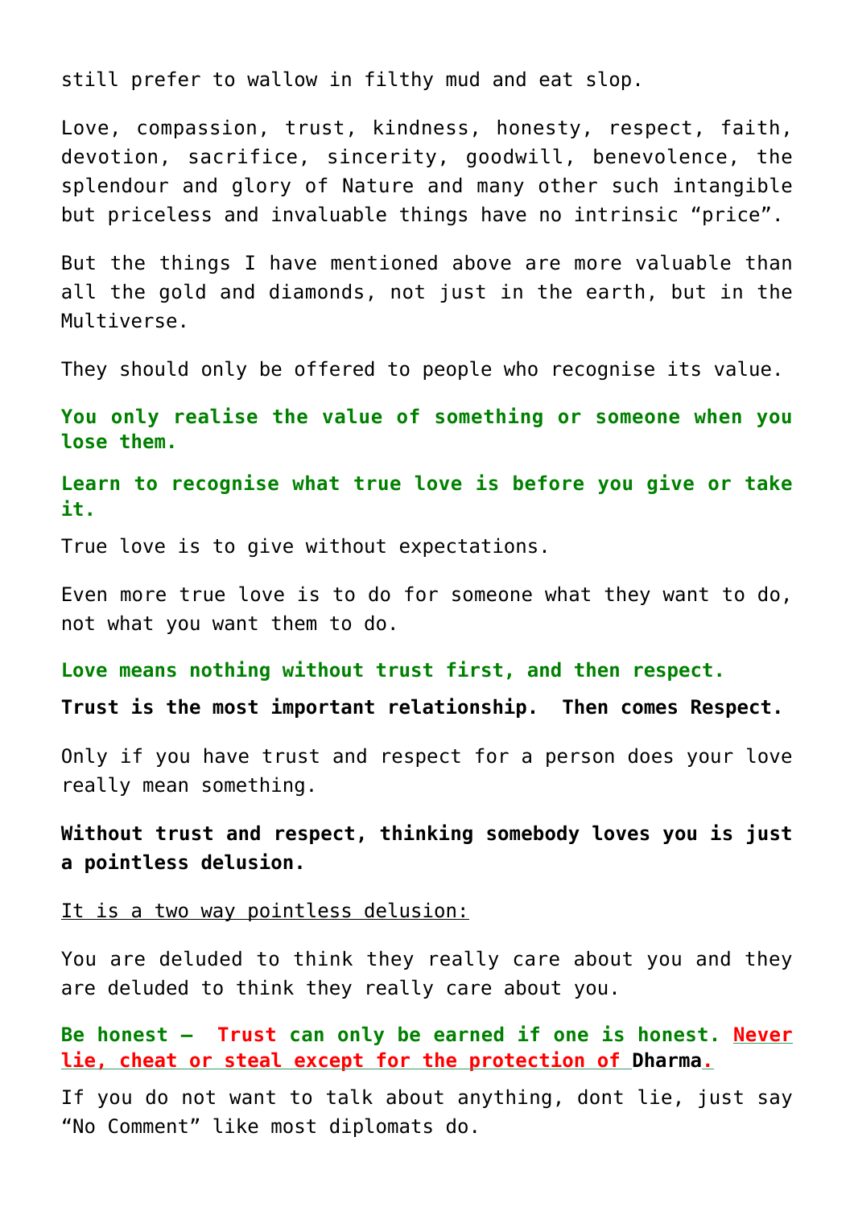still prefer to wallow in filthy mud and eat slop.

Love, compassion, trust, kindness, honesty, respect, faith, devotion, sacrifice, sincerity, goodwill, benevolence, the splendour and glory of Nature and many other such intangible but priceless and invaluable things have no intrinsic “price”.

But the things I have mentioned above are more valuable than all the gold and diamonds, not just in the earth, but in the Multiverse.

They should only be offered to people who recognise its value.

**You only realise the value of something or someone when you lose them.**

**Learn to recognise what true love is before you give or take it.**

True love is to give without expectations.

Even more true love is to do for someone what they want to do, not what you want them to do.

**Love means nothing without trust first, and then respect.**

**Trust is the most important relationship.  Then comes Respect.**

Only if you have trust and respect for a person does your love really mean something.

**Without trust and respect, thinking somebody loves you is just a pointless delusion.**

It is a two way pointless delusion:

You are deluded to think they really care about you and they are deluded to think they really care about you.

**Be honest –  Trust can only be earned if one is honest. Never lie, cheat or steal except for the protection of Dharma.**

If you do not want to talk about anything, dont lie, just say “No Comment” like most diplomats do.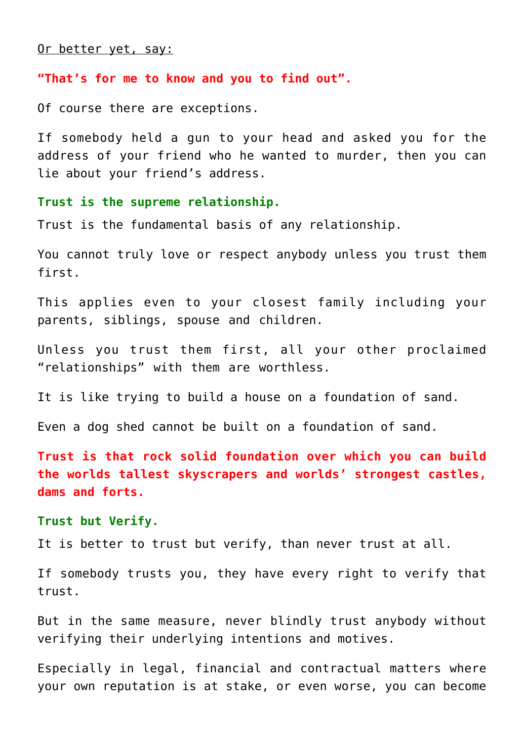<u>Or better yet, say:</u>

**“That’s for me to know and you to find out”.**

Of course there are exceptions.

If somebody held a gun to your head and asked you for the address of your friend who he wanted to murder, then you can lie about your friend’s address.

**Trust is the supreme relationship.**

Trust is the fundamental basis of any relationship.

You cannot truly love or respect anybody unless you trust them first.

This applies even to your closest family including your parents, siblings, spouse and children.

Unless you trust them first, all your other proclaimed “relationships” with them are worthless.

It is like trying to build a house on a foundation of sand.

Even a dog shed cannot be built on a foundation of sand.

**Trust is that rock solid foundation over which you can build the worlds tallest skyscrapers and worlds’ strongest castles, dams and forts.**

**Trust but Verify.**

It is better to trust but verify, than never trust at all.

If somebody trusts you, they have every right to verify that trust.

But in the same measure, never blindly trust anybody without verifying their underlying intentions and motives.

Especially in legal, financial and contractual matters where your own reputation is at stake, or even worse, you can become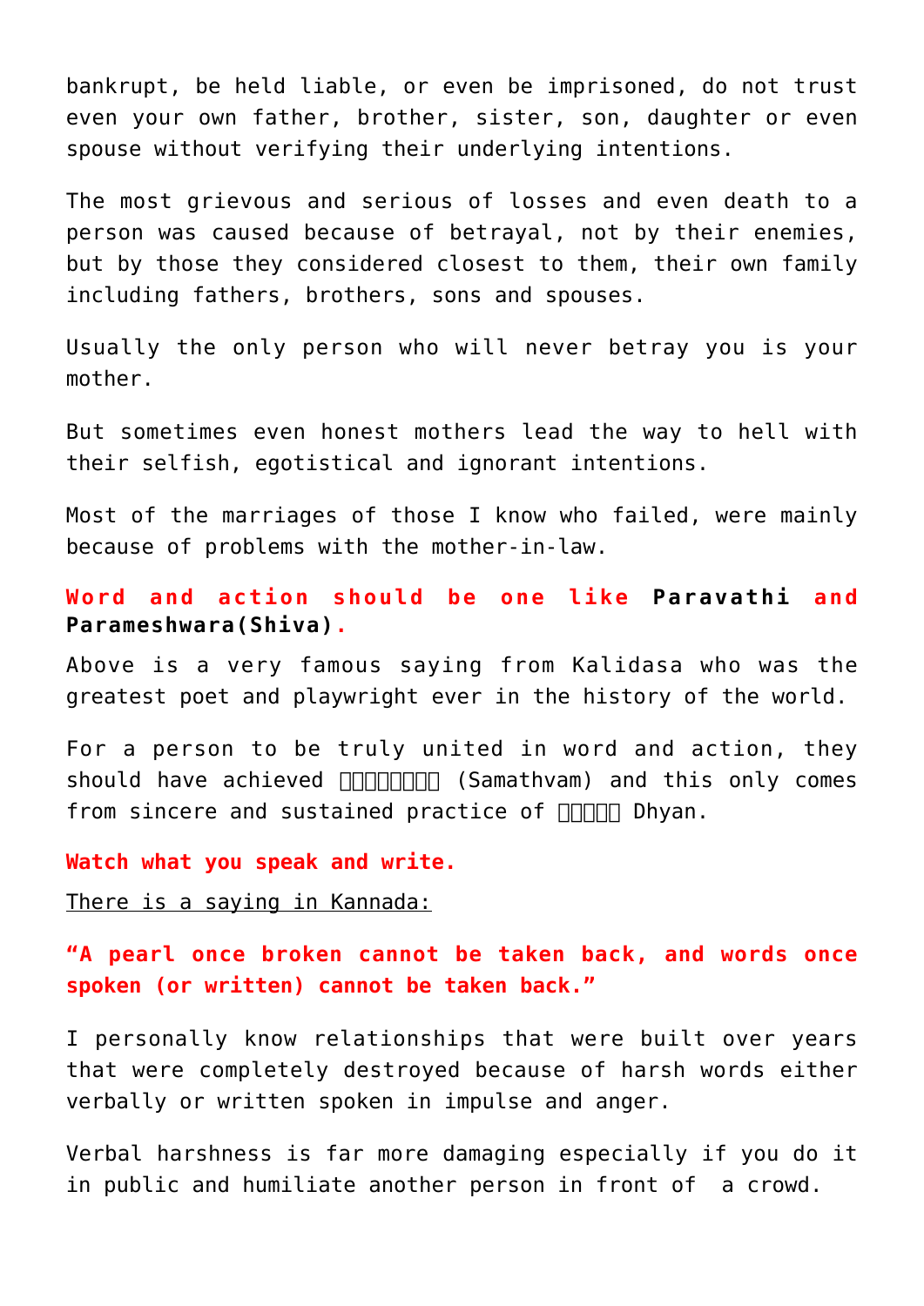bankrupt, be held liable, or even be imprisoned, do not trust even your own father, brother, sister, son, daughter or even spouse without verifying their underlying intentions.

The most grievous and serious of losses and even death to a person was caused because of betrayal, not by their enemies, but by those they considered closest to them, their own family including fathers, brothers, sons and spouses.

Usually the only person who will never betray you is your mother.

But sometimes even honest mothers lead the way to hell with their selfish, egotistical and ignorant intentions.

Most of the marriages of those I know who failed, were mainly because of problems with the mother-in-law.

**Word and action should be one like Paravathi and Parameshwara(Shiva).**

Above is a very famous saying from Kalidasa who was the greatest poet and playwright ever in the history of the world.

For a person to be truly united in word and action, they should have achieved □□□□□□□□ (Samathvam) and this only comes from sincere and sustained practice of □□□□□ Dhyan.

**Watch what you speak and write.**

There is a saying in Kannada:

**"A pearl once broken cannot be taken back, and words once spoken (or written) cannot be taken back."**

I personally know relationships that were built over years that were completely destroyed because of harsh words either verbally or written spoken in impulse and anger.

Verbal harshness is far more damaging especially if you do it in public and humiliate another person in front of a crowd.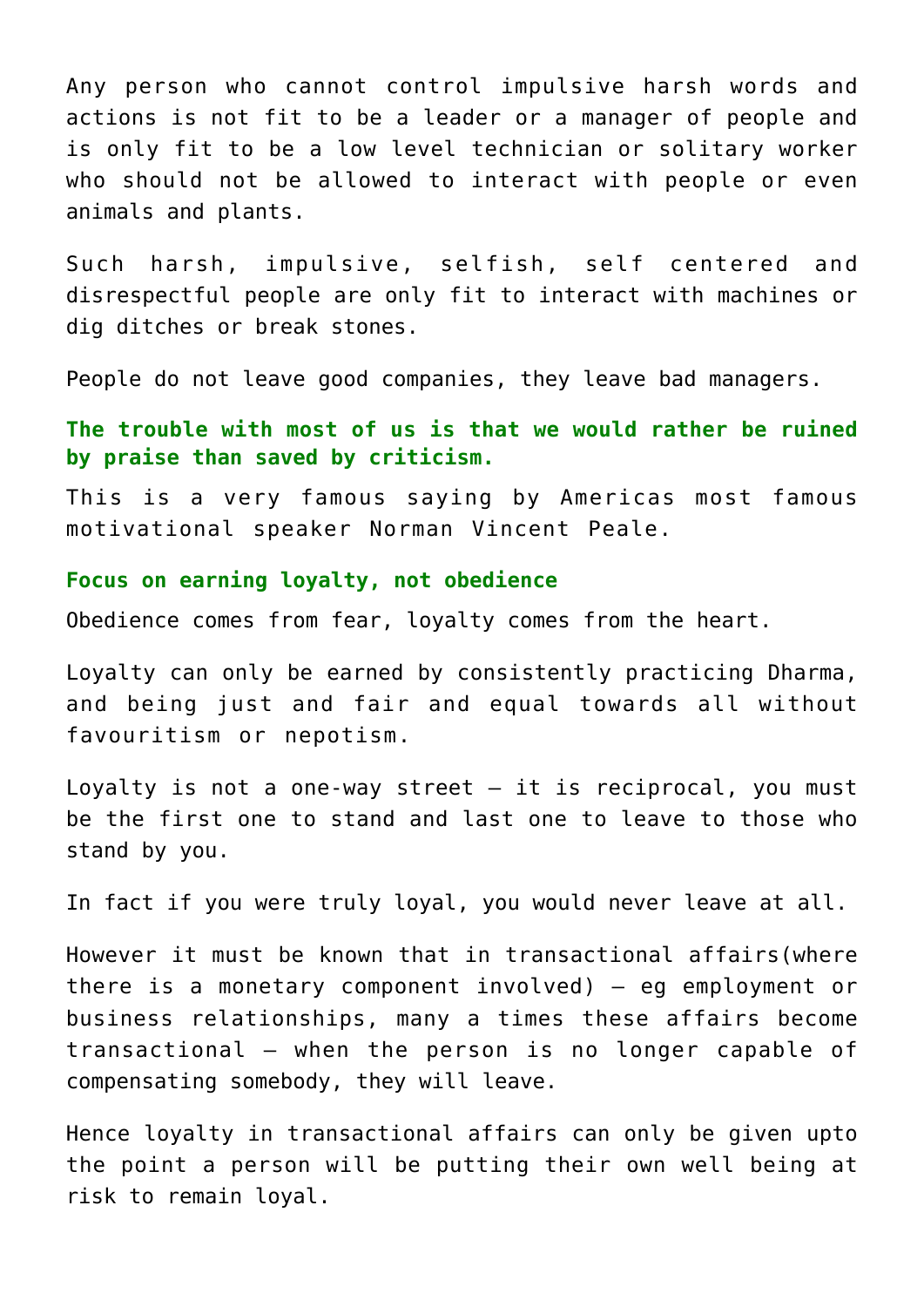Any person who cannot control impulsive harsh words and actions is not fit to be a leader or a manager of people and is only fit to be a low level technician or solitary worker who should not be allowed to interact with people or even animals and plants.

Such harsh, impulsive, selfish, self centered and disrespectful people are only fit to interact with machines or dig ditches or break stones.

People do not leave good companies, they leave bad managers.

**The trouble with most of us is that we would rather be ruined by praise than saved by criticism.**

This is a very famous saying by Americas most famous motivational speaker Norman Vincent Peale.

**Focus on earning loyalty, not obedience**

Obedience comes from fear, loyalty comes from the heart.

Loyalty can only be earned by consistently practicing Dharma, and being just and fair and equal towards all without favouritism or nepotism.

Loyalty is not a one-way street – it is reciprocal, you must be the first one to stand and last one to leave to those who stand by you.

In fact if you were truly loyal, you would never leave at all.

However it must be known that in transactional affairs(where there is a monetary component involved) – eg employment or business relationships, many a times these affairs become transactional – when the person is no longer capable of compensating somebody, they will leave.

Hence loyalty in transactional affairs can only be given upto the point a person will be putting their own well being at risk to remain loyal.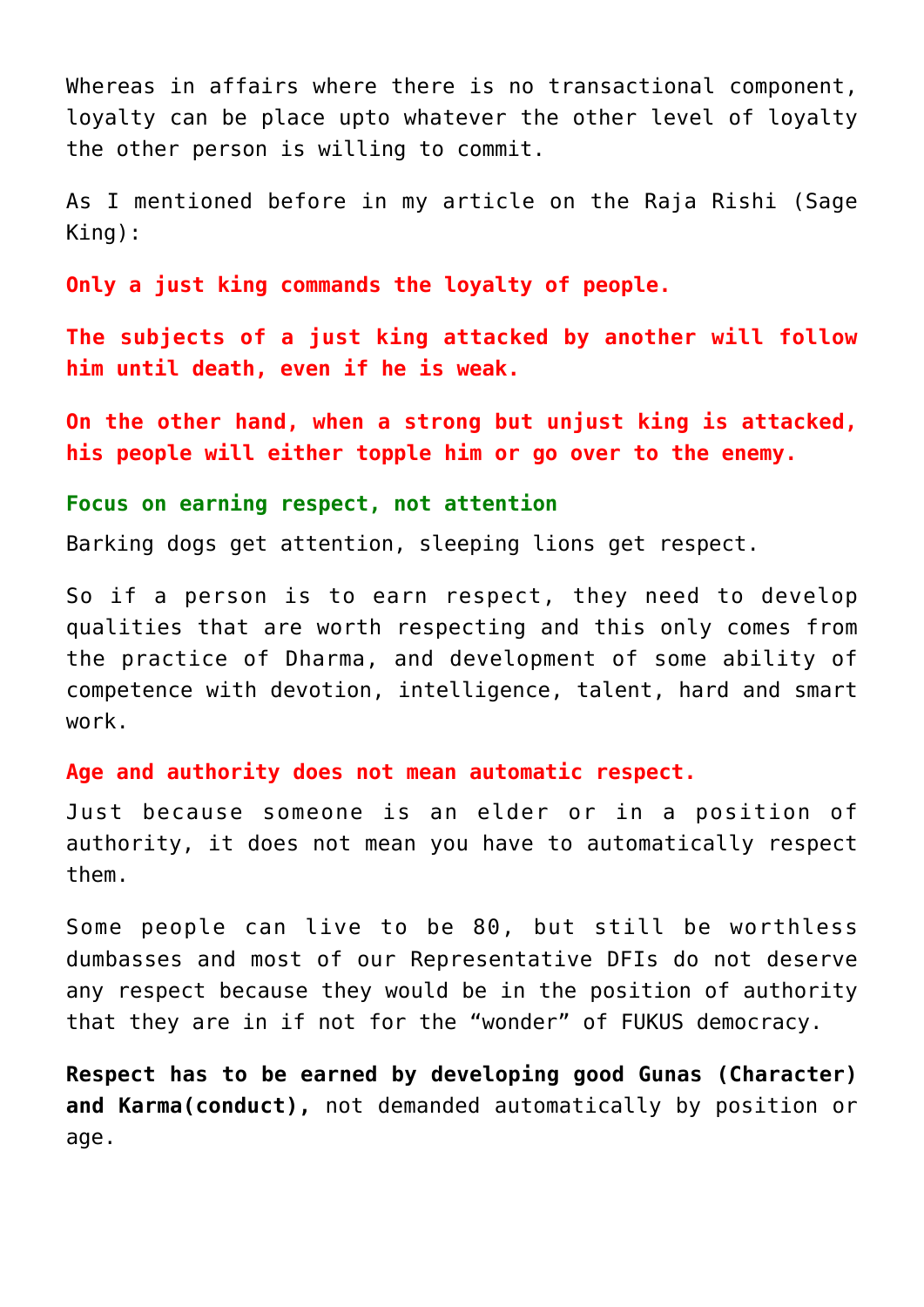Whereas in affairs where there is no transactional component, loyalty can be place upto whatever the other level of loyalty the other person is willing to commit.

As I mentioned before in my article on the Raja Rishi (Sage King):

**Only a just king commands the loyalty of people.**

**The subjects of a just king attacked by another will follow him until death, even if he is weak.**

**On the other hand, when a strong but unjust king is attacked, his people will either topple him or go over to the enemy.**

**Focus on earning respect, not attention**

Barking dogs get attention, sleeping lions get respect.

So if a person is to earn respect, they need to develop qualities that are worth respecting and this only comes from the practice of Dharma, and development of some ability of competence with devotion, intelligence, talent, hard and smart work.

**Age and authority does not mean automatic respect.**

Just because someone is an elder or in a position of authority, it does not mean you have to automatically respect them.

Some people can live to be 80, but still be worthless dumbasses and most of our Representative DFIs do not deserve any respect because they would be in the position of authority that they are in if not for the "wonder" of FUKUS democracy.

**Respect has to be earned by developing good Gunas (Character) and Karma(conduct),** not demanded automatically by position or age.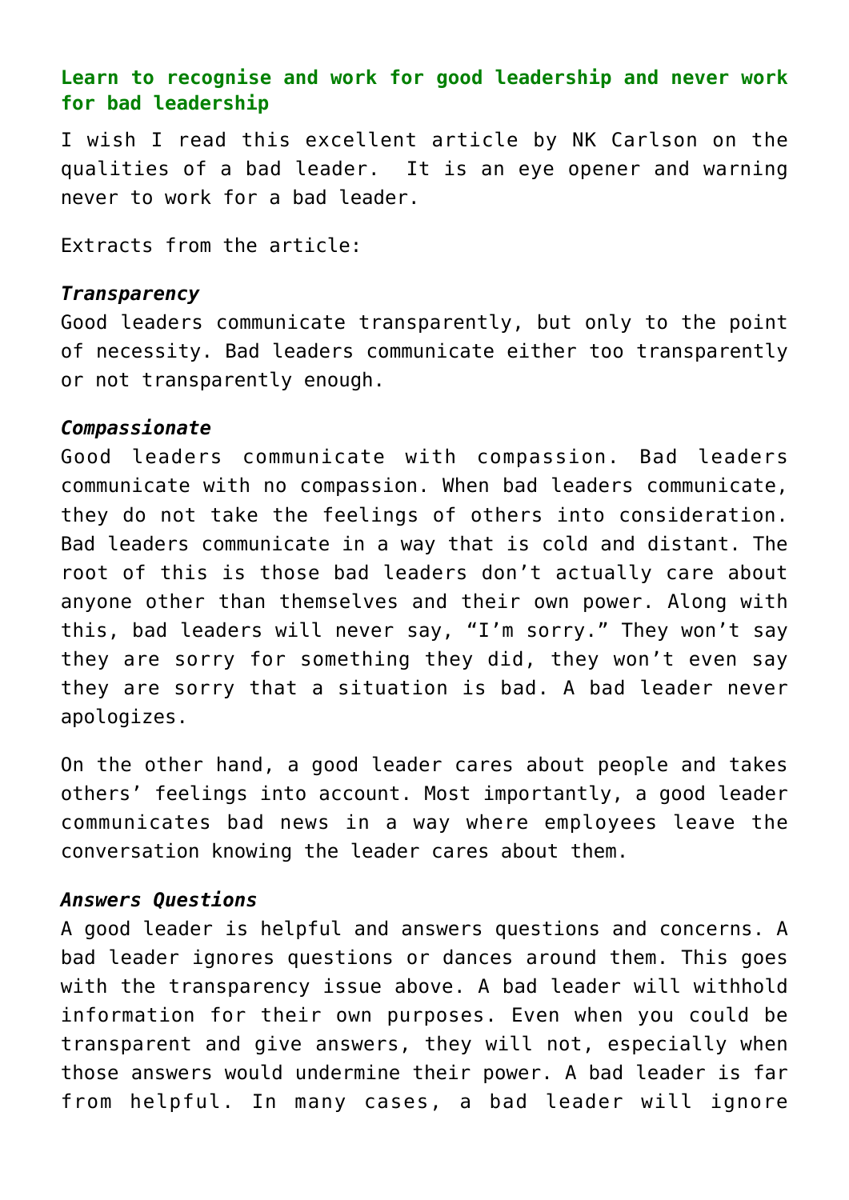### **Learn to recognise and work for good leadership and never work for bad leadership**

I wish I read this excellent article by NK Carlson on the qualities of a bad leader. It is an eye opener and warning never to work for a bad leader.

Extracts from the article:

***Transparency***

Good leaders communicate transparently, but only to the point of necessity. Bad leaders communicate either too transparently or not transparently enough.

***Compassionate***

Good leaders communicate with compassion. Bad leaders communicate with no compassion. When bad leaders communicate, they do not take the feelings of others into consideration. Bad leaders communicate in a way that is cold and distant. The root of this is those bad leaders don't actually care about anyone other than themselves and their own power. Along with this, bad leaders will never say, "I'm sorry." They won't say they are sorry for something they did, they won't even say they are sorry that a situation is bad. A bad leader never apologizes.

On the other hand, a good leader cares about people and takes others' feelings into account. Most importantly, a good leader communicates bad news in a way where employees leave the conversation knowing the leader cares about them.

***Answers Questions***

A good leader is helpful and answers questions and concerns. A bad leader ignores questions or dances around them. This goes with the transparency issue above. A bad leader will withhold information for their own purposes. Even when you could be transparent and give answers, they will not, especially when those answers would undermine their power. A bad leader is far from helpful. In many cases, a bad leader will ignore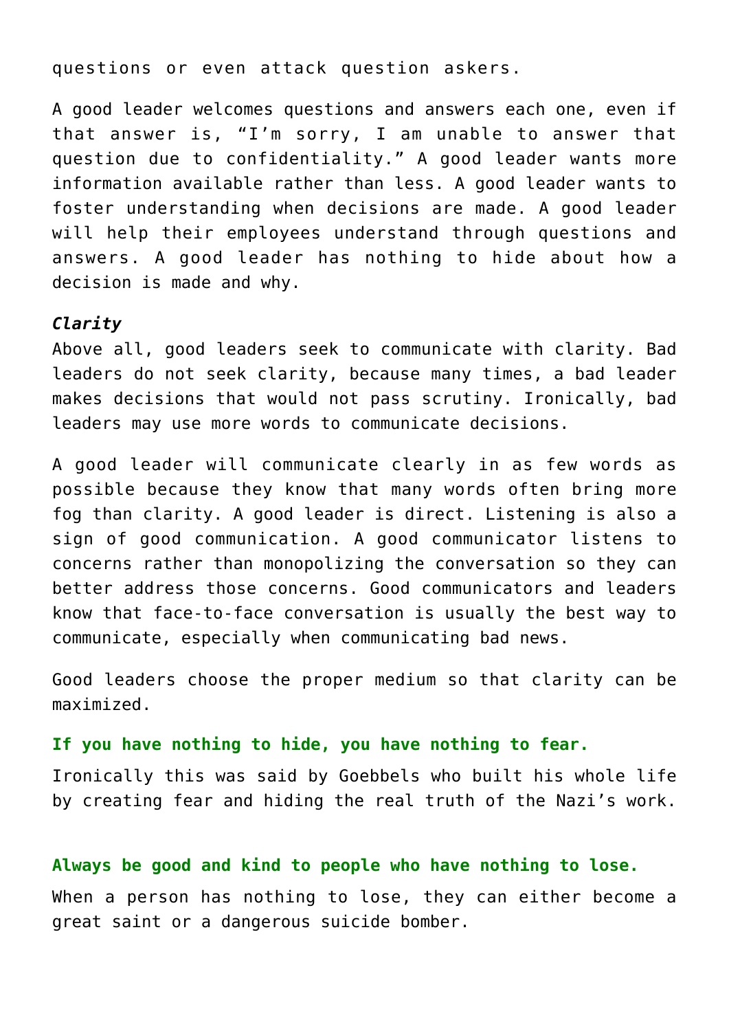questions or even attack question askers.

A good leader welcomes questions and answers each one, even if that answer is, "I'm sorry, I am unable to answer that question due to confidentiality." A good leader wants more information available rather than less. A good leader wants to foster understanding when decisions are made. A good leader will help their employees understand through questions and answers. A good leader has nothing to hide about how a decision is made and why.

***Clarity***

Above all, good leaders seek to communicate with clarity. Bad leaders do not seek clarity, because many times, a bad leader makes decisions that would not pass scrutiny. Ironically, bad leaders may use more words to communicate decisions.

A good leader will communicate clearly in as few words as possible because they know that many words often bring more fog than clarity. A good leader is direct. Listening is also a sign of good communication. A good communicator listens to concerns rather than monopolizing the conversation so they can better address those concerns. Good communicators and leaders know that face-to-face conversation is usually the best way to communicate, especially when communicating bad news.

Good leaders choose the proper medium so that clarity can be maximized.

**If you have nothing to hide, you have nothing to fear.**

Ironically this was said by Goebbels who built his whole life by creating fear and hiding the real truth of the Nazi's work.

**Always be good and kind to people who have nothing to lose.**

When a person has nothing to lose, they can either become a great saint or a dangerous suicide bomber.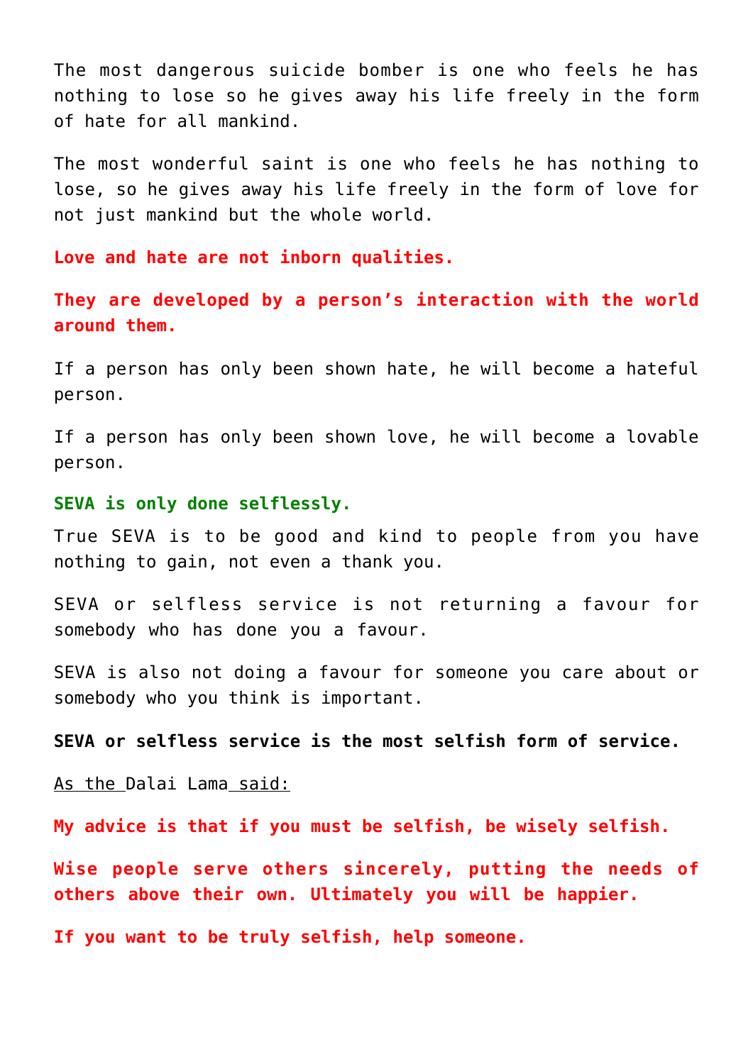The most dangerous suicide bomber is one who feels he has nothing to lose so he gives away his life freely in the form of hate for all mankind.

The most wonderful saint is one who feels he has nothing to lose, so he gives away his life freely in the form of love for not just mankind but the whole world.

**Love and hate are not inborn qualities.**

**They are developed by a person's interaction with the world around them.**

If a person has only been shown hate, he will become a hateful person.

If a person has only been shown love, he will become a lovable person.

**SEVA is only done selflessly.**

True SEVA is to be good and kind to people from you have nothing to gain, not even a thank you.

SEVA or selfless service is not returning a favour for somebody who has done you a favour.

SEVA is also not doing a favour for someone you care about or somebody who you think is important.

**SEVA or selfless service is the most selfish form of service.**

As the Dalai Lama said:

**My advice is that if you must be selfish, be wisely selfish.**

**Wise people serve others sincerely, putting the needs of others above their own. Ultimately you will be happier.**

**If you want to be truly selfish, help someone.**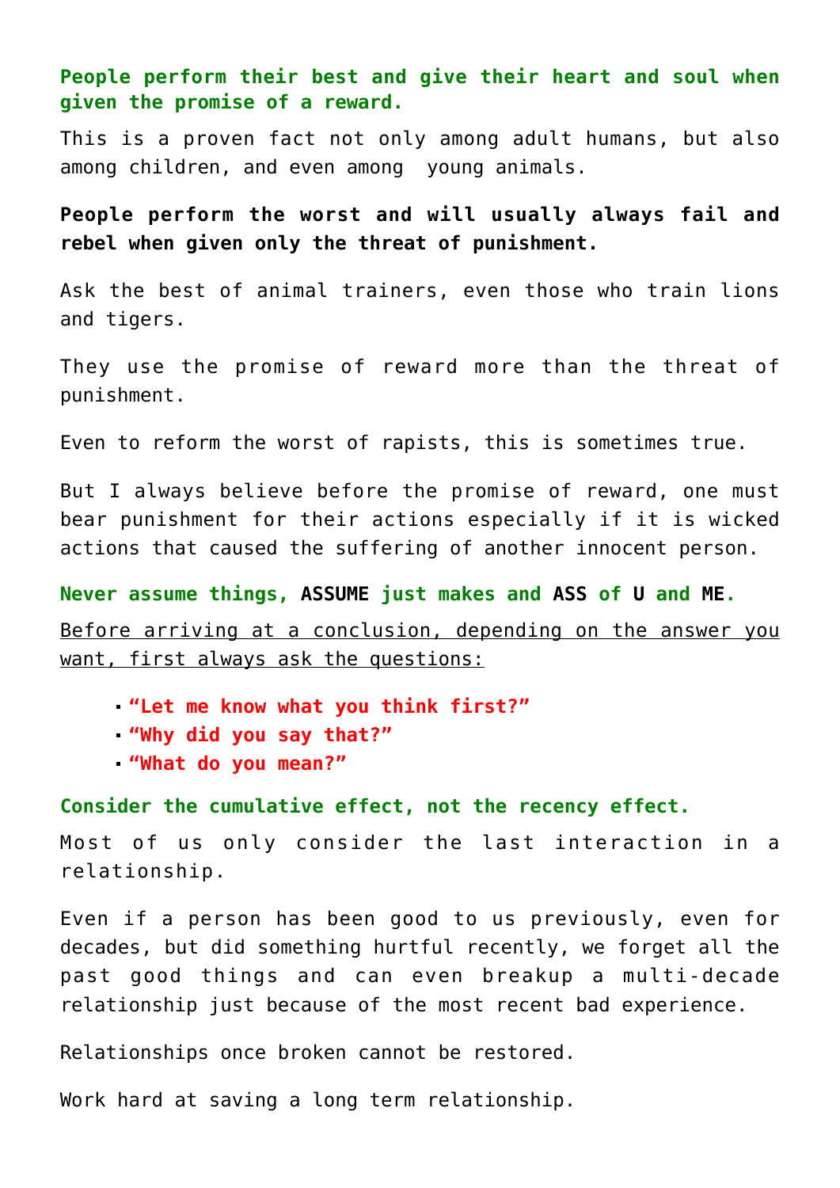**People perform their best and give their heart and soul when given the promise of a reward.**

This is a proven fact not only among adult humans, but also among children, and even among young animals.

**People perform the worst and will usually always fail and rebel when given only the threat of punishment.**

Ask the best of animal trainers, even those who train lions and tigers.

They use the promise of reward more than the threat of punishment.

Even to reform the worst of rapists, this is sometimes true.

But I always believe before the promise of reward, one must bear punishment for their actions especially if it is wicked actions that caused the suffering of another innocent person.

**Never assume things, ASSUME just makes and ASS of U and ME.**

Before arriving at a conclusion, depending on the answer you want, first always ask the questions:

- **"Let me know what you think first?"**
- **"Why did you say that?"**
- **"What do you mean?"**

**Consider the cumulative effect, not the recency effect.**

Most of us only consider the last interaction in a relationship.

Even if a person has been good to us previously, even for decades, but did something hurtful recently, we forget all the past good things and can even breakup a multi-decade relationship just because of the most recent bad experience.

Relationships once broken cannot be restored.

Work hard at saving a long term relationship.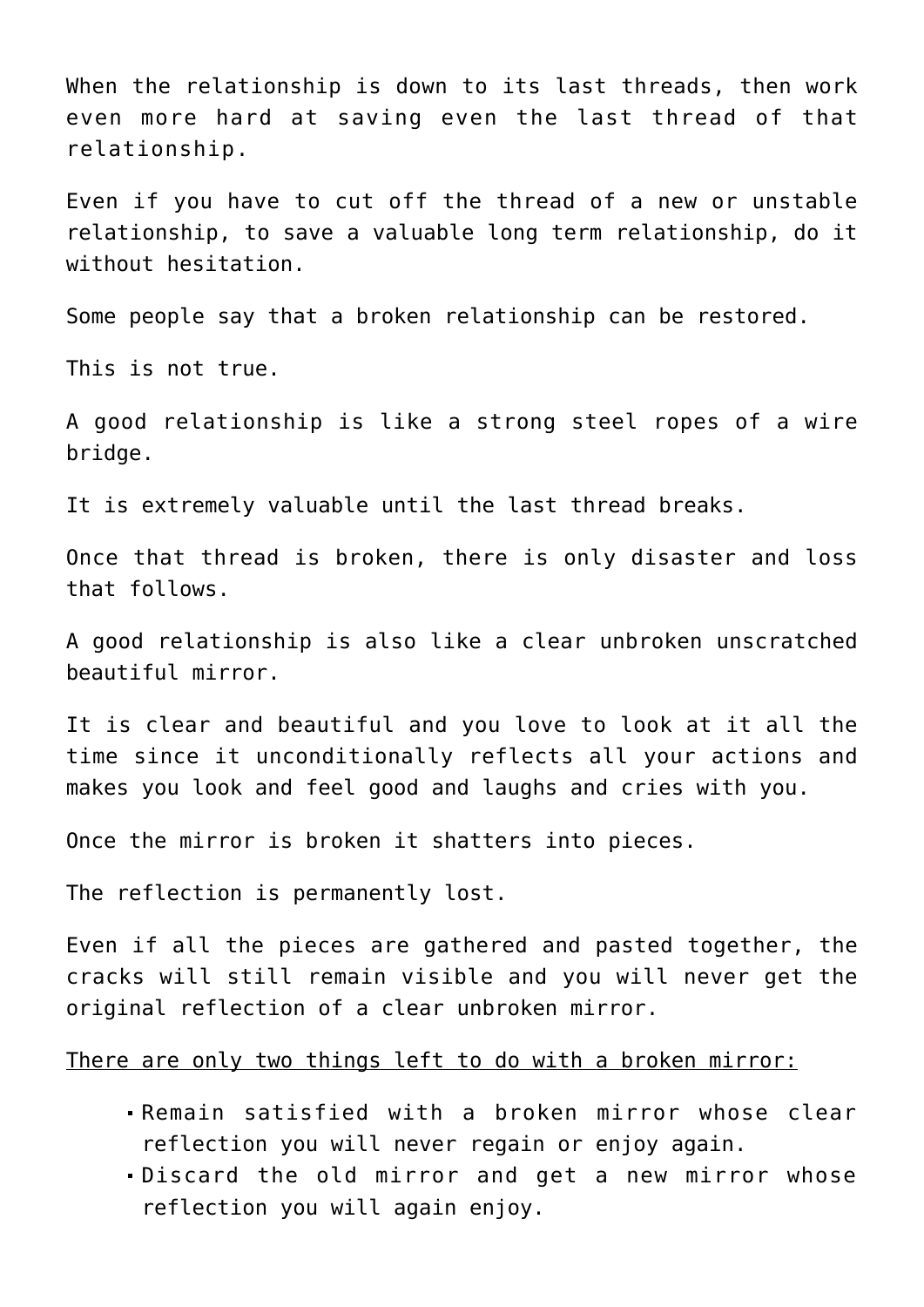When the relationship is down to its last threads, then work even more hard at saving even the last thread of that relationship.

Even if you have to cut off the thread of a new or unstable relationship, to save a valuable long term relationship, do it without hesitation.

Some people say that a broken relationship can be restored.

This is not true.

A good relationship is like a strong steel ropes of a wire bridge.

It is extremely valuable until the last thread breaks.

Once that thread is broken, there is only disaster and loss that follows.

A good relationship is also like a clear unbroken unscratched beautiful mirror.

It is clear and beautiful and you love to look at it all the time since it unconditionally reflects all your actions and makes you look and feel good and laughs and cries with you.

Once the mirror is broken it shatters into pieces.

The reflection is permanently lost.

Even if all the pieces are gathered and pasted together, the cracks will still remain visible and you will never get the original reflection of a clear unbroken mirror.

<u>There are only two things left to do with a broken mirror:</u>

- Remain satisfied with a broken mirror whose clear reflection you will never regain or enjoy again.
- Discard the old mirror and get a new mirror whose reflection you will again enjoy.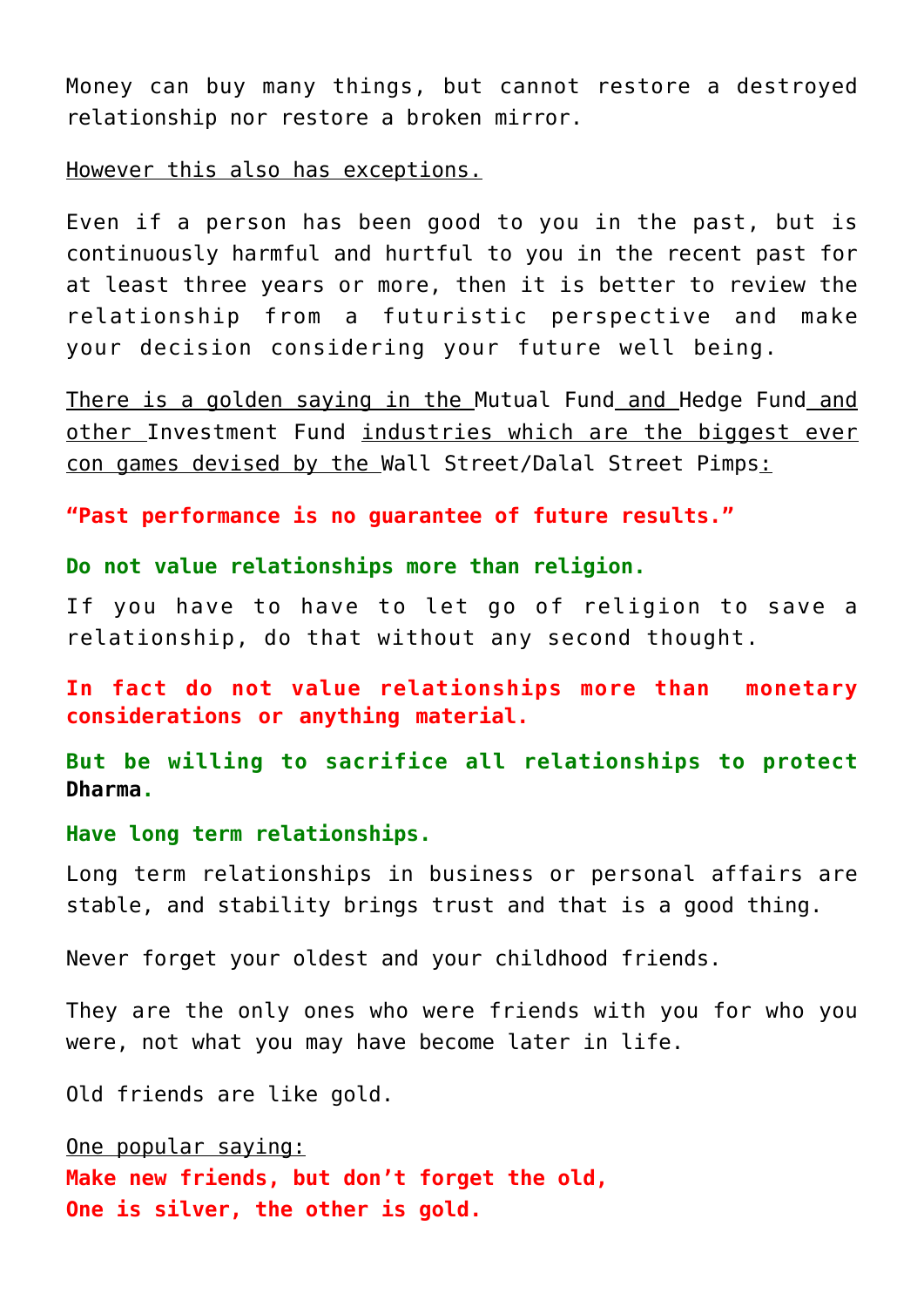Money can buy many things, but cannot restore a destroyed relationship nor restore a broken mirror.

However this also has exceptions.

Even if a person has been good to you in the past, but is continuously harmful and hurtful to you in the recent past for at least three years or more, then it is better to review the relationship from a futuristic perspective and make your decision considering your future well being.

There is a golden saying in the Mutual Fund and Hedge Fund and other Investment Fund industries which are the biggest ever con games devised by the Wall Street/Dalal Street Pimps:

**“Past performance is no guarantee of future results.”**

**Do not value relationships more than religion.**

If you have to have to let go of religion to save a relationship, do that without any second thought.

**In fact do not value relationships more than monetary considerations or anything material.**

**But be willing to sacrifice all relationships to protect Dharma.**

**Have long term relationships.**

Long term relationships in business or personal affairs are stable, and stability brings trust and that is a good thing.

Never forget your oldest and your childhood friends.

They are the only ones who were friends with you for who you were, not what you may have become later in life.

Old friends are like gold.

One popular saying:
**Make new friends, but don’t forget the old,**
**One is silver, the other is gold.**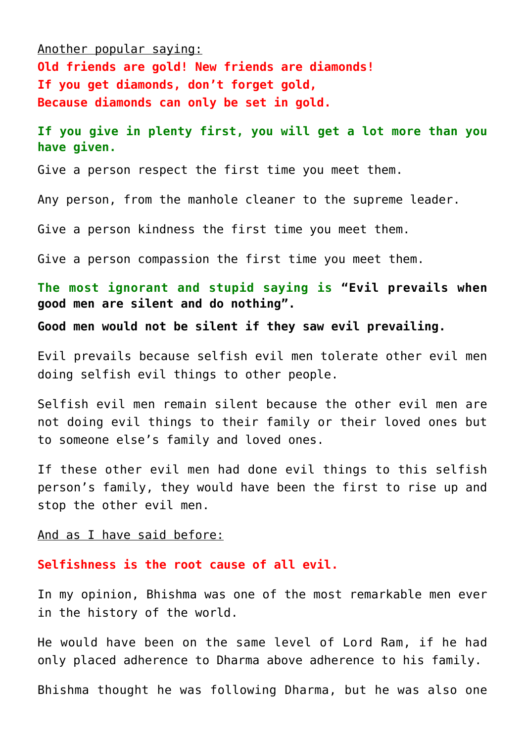Another popular saying:

**Old friends are gold! New friends are diamonds!**
**If you get diamonds, don't forget gold,**
**Because diamonds can only be set in gold.**

**If you give in plenty first, you will get a lot more than you have given.**

Give a person respect the first time you meet them.

Any person, from the manhole cleaner to the supreme leader.

Give a person kindness the first time you meet them.

Give a person compassion the first time you meet them.

**The most ignorant and stupid saying is "Evil prevails when good men are silent and do nothing".**

**Good men would not be silent if they saw evil prevailing.**

Evil prevails because selfish evil men tolerate other evil men doing selfish evil things to other people.

Selfish evil men remain silent because the other evil men are not doing evil things to their family or their loved ones but to someone else's family and loved ones.

If these other evil men had done evil things to this selfish person's family, they would have been the first to rise up and stop the other evil men.

And as I have said before:

**Selfishness is the root cause of all evil.**

In my opinion, Bhishma was one of the most remarkable men ever in the history of the world.

He would have been on the same level of Lord Ram, if he had only placed adherence to Dharma above adherence to his family.

Bhishma thought he was following Dharma, but he was also one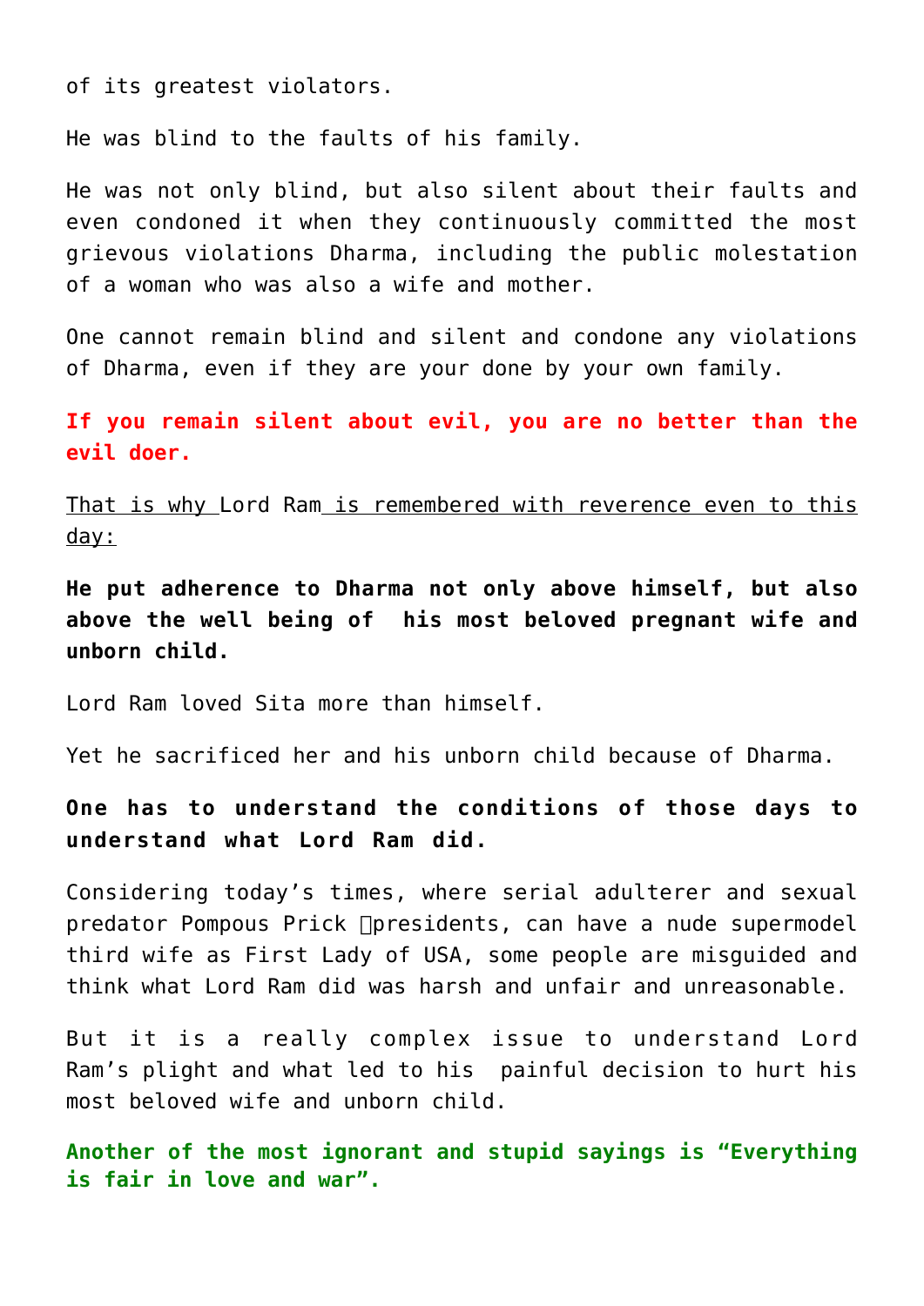of its greatest violators.

He was blind to the faults of his family.

He was not only blind, but also silent about their faults and even condoned it when they continuously committed the most grievous violations Dharma, including the public molestation of a woman who was also a wife and mother.

One cannot remain blind and silent and condone any violations of Dharma, even if they are your done by your own family.

**If you remain silent about evil, you are no better than the evil doer.**

<u>That is why </u>Lord Ram<u> is remembered with reverence even to this day:</u>

**He put adherence to Dharma not only above himself, but also above the well being of  his most beloved pregnant wife and unborn child.**

Lord Ram loved Sita more than himself.

Yet he sacrificed her and his unborn child because of Dharma.

**One has to understand the conditions of those days to understand what Lord Ram did.**

Considering today's times, where serial adulterer and sexual predator Pompous Prick presidents, can have a nude supermodel third wife as First Lady of USA, some people are misguided and think what Lord Ram did was harsh and unfair and unreasonable.

But it is a really complex issue to understand Lord Ram's plight and what led to his  painful decision to hurt his most beloved wife and unborn child.

**Another of the most ignorant and stupid sayings is "Everything is fair in love and war".**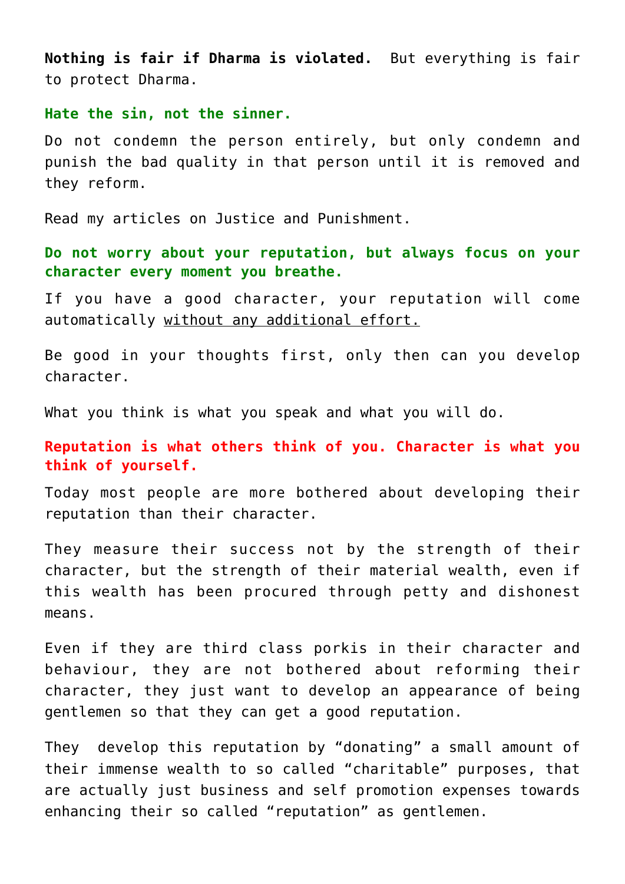**Nothing is fair if Dharma is violated.** But everything is fair to protect Dharma.

**Hate the sin, not the sinner.**

Do not condemn the person entirely, but only condemn and punish the bad quality in that person until it is removed and they reform.

Read my articles on Justice and Punishment.

**Do not worry about your reputation, but always focus on your character every moment you breathe.**

If you have a good character, your reputation will come automatically without any additional effort.

Be good in your thoughts first, only then can you develop character.

What you think is what you speak and what you will do.

**Reputation is what others think of you. Character is what you think of yourself.**

Today most people are more bothered about developing their reputation than their character.

They measure their success not by the strength of their character, but the strength of their material wealth, even if this wealth has been procured through petty and dishonest means.

Even if they are third class porkis in their character and behaviour, they are not bothered about reforming their character, they just want to develop an appearance of being gentlemen so that they can get a good reputation.

They develop this reputation by "donating" a small amount of their immense wealth to so called "charitable" purposes, that are actually just business and self promotion expenses towards enhancing their so called "reputation" as gentlemen.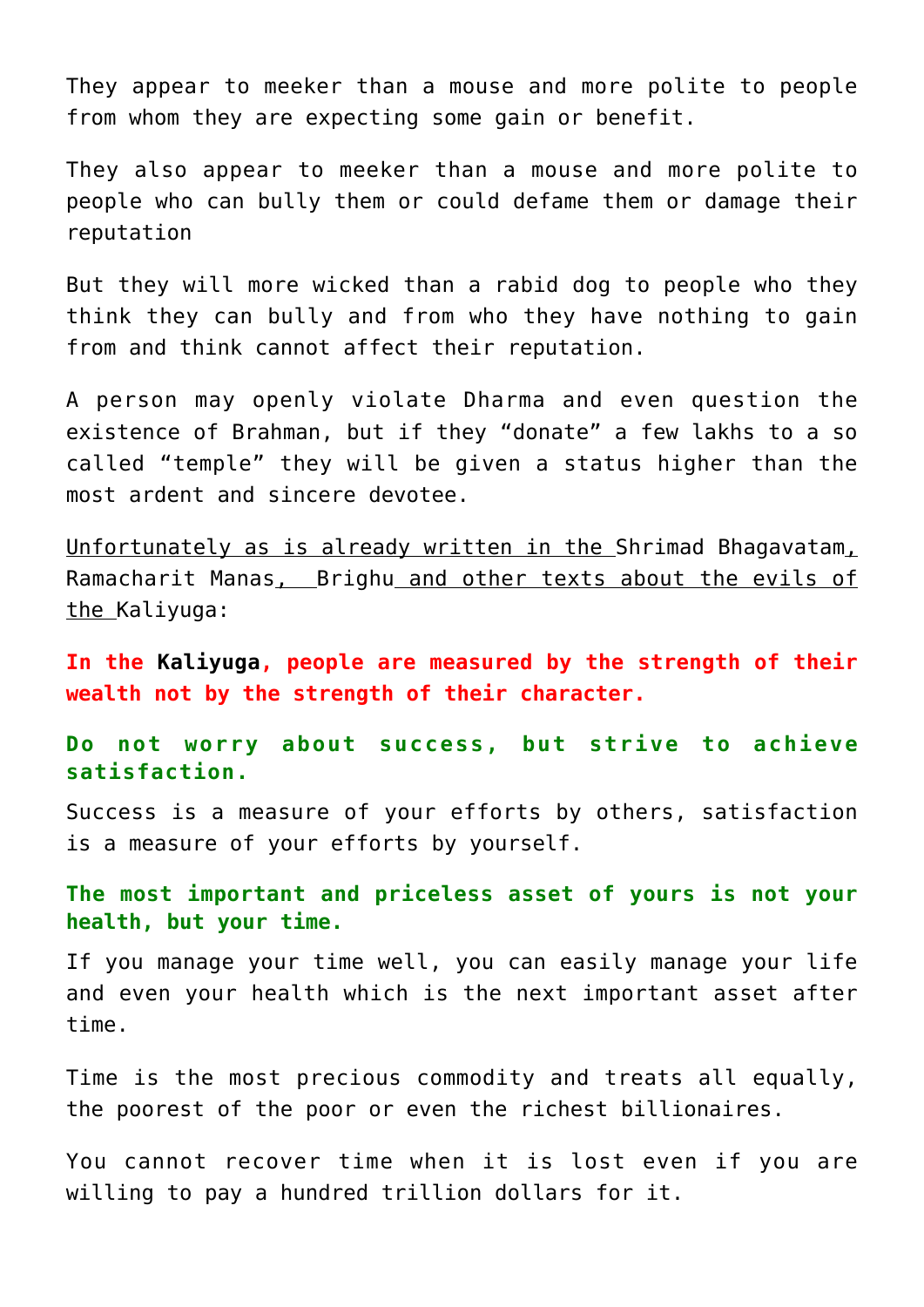They appear to meeker than a mouse and more polite to people from whom they are expecting some gain or benefit.

They also appear to meeker than a mouse and more polite to people who can bully them or could defame them or damage their reputation

But they will more wicked than a rabid dog to people who they think they can bully and from who they have nothing to gain from and think cannot affect their reputation.

A person may openly violate Dharma and even question the existence of Brahman, but if they "donate" a few lakhs to a so called "temple" they will be given a status higher than the most ardent and sincere devotee.

Unfortunately as is already written in the Shrimad Bhagavatam, Ramacharit Manas, Brighu and other texts about the evils of the Kaliyuga:

**In the Kaliyuga, people are measured by the strength of their wealth not by the strength of their character.**

**Do not worry about success, but strive to achieve satisfaction.**

Success is a measure of your efforts by others, satisfaction is a measure of your efforts by yourself.

**The most important and priceless asset of yours is not your health, but your time.**

If you manage your time well, you can easily manage your life and even your health which is the next important asset after time.

Time is the most precious commodity and treats all equally, the poorest of the poor or even the richest billionaires.

You cannot recover time when it is lost even if you are willing to pay a hundred trillion dollars for it.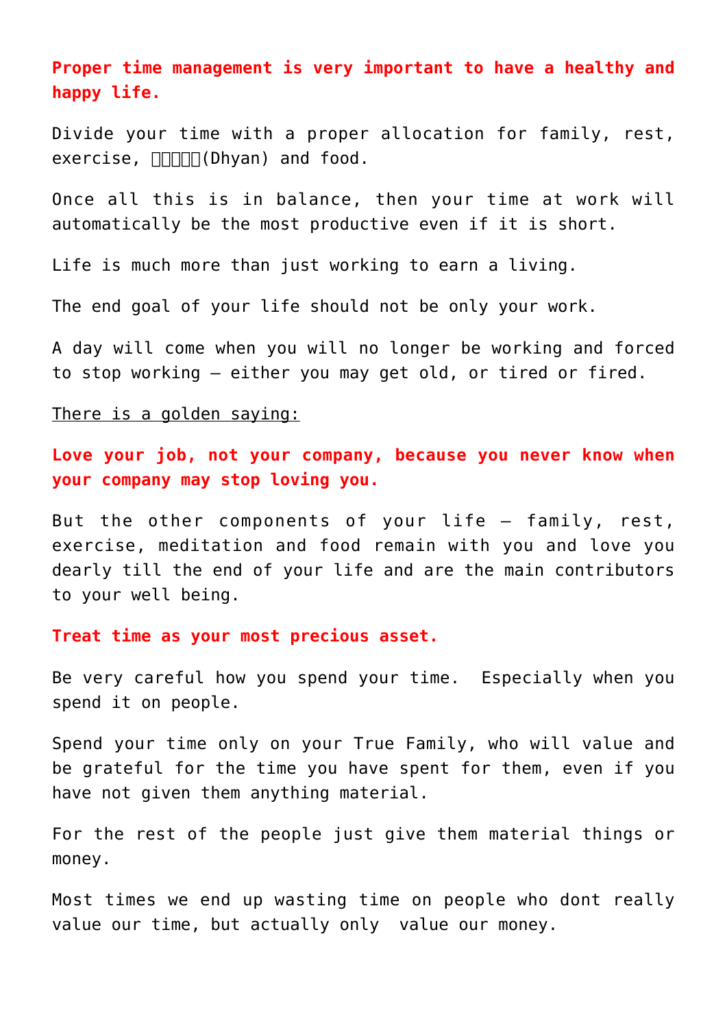**Proper time management is very important to have a healthy and happy life.**

Divide your time with a proper allocation for family, rest, exercise, ध्यान(Dhyan) and food.

Once all this is in balance, then your time at work will automatically be the most productive even if it is short.

Life is much more than just working to earn a living.

The end goal of your life should not be only your work.

A day will come when you will no longer be working and forced to stop working – either you may get old, or tired or fired.

There is a golden saying:

**Love your job, not your company, because you never know when your company may stop loving you.**

But the other components of your life – family, rest, exercise, meditation and food remain with you and love you dearly till the end of your life and are the main contributors to your well being.

**Treat time as your most precious asset.**

Be very careful how you spend your time.  Especially when you spend it on people.

Spend your time only on your True Family, who will value and be grateful for the time you have spent for them, even if you have not given them anything material.

For the rest of the people just give them material things or money.

Most times we end up wasting time on people who dont really value our time, but actually only  value our money.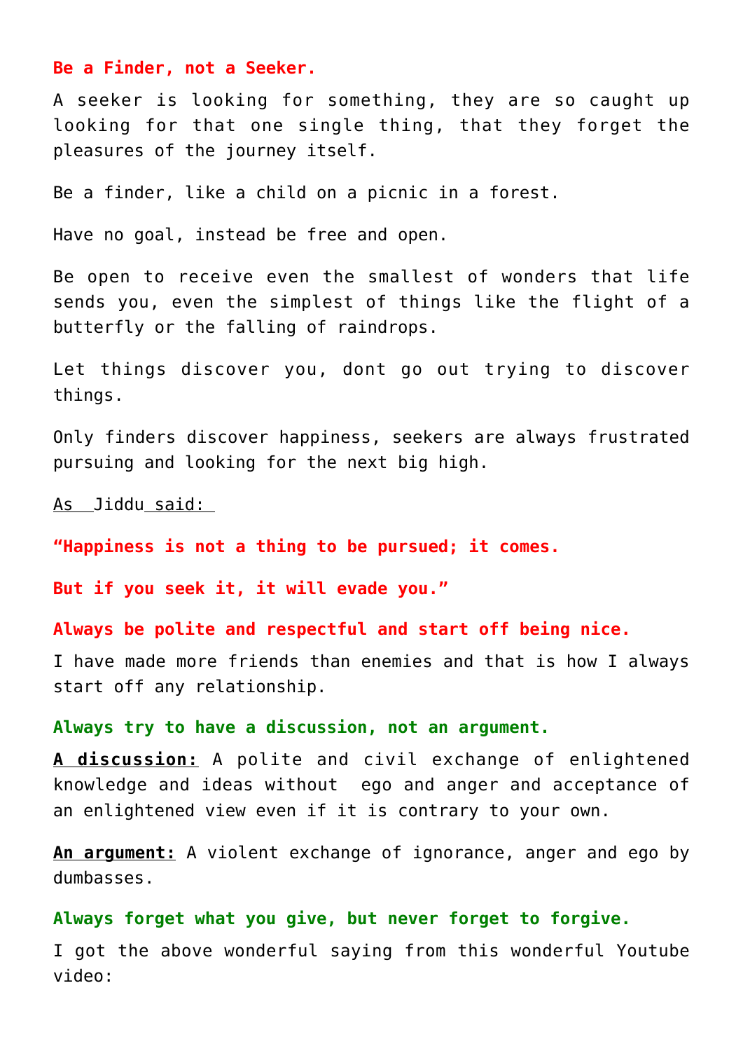**Be a Finder, not a Seeker.**

A seeker is looking for something, they are so caught up looking for that one single thing, that they forget the pleasures of the journey itself.

Be a finder, like a child on a picnic in a forest.

Have no goal, instead be free and open.

Be open to receive even the smallest of wonders that life sends you, even the simplest of things like the flight of a butterfly or the falling of raindrops.

Let things discover you, dont go out trying to discover things.

Only finders discover happiness, seekers are always frustrated pursuing and looking for the next big high.

As Jiddu said:

**"Happiness is not a thing to be pursued; it comes.**

**But if you seek it, it will evade you."**

**Always be polite and respectful and start off being nice.**

I have made more friends than enemies and that is how I always start off any relationship.

**Always try to have a discussion, not an argument.**

**A discussion:** A polite and civil exchange of enlightened knowledge and ideas without ego and anger and acceptance of an enlightened view even if it is contrary to your own.

**An argument:** A violent exchange of ignorance, anger and ego by dumbasses.

**Always forget what you give, but never forget to forgive.**

I got the above wonderful saying from this wonderful Youtube video: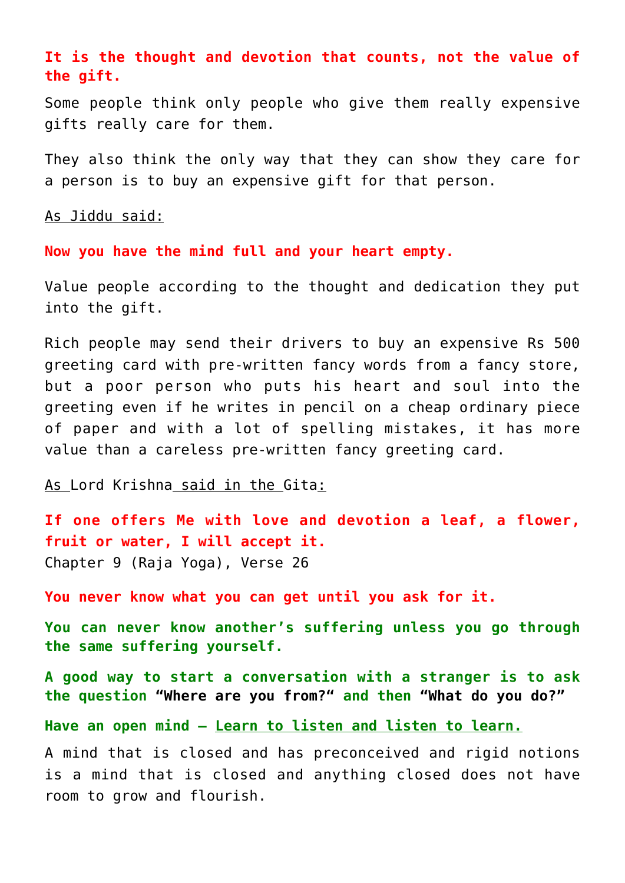**It is the thought and devotion that counts, not the value of the gift.**

Some people think only people who give them really expensive gifts really care for them.

They also think the only way that they can show they care for a person is to buy an expensive gift for that person.

As Jiddu said:

**Now you have the mind full and your heart empty.**

Value people according to the thought and dedication they put into the gift.

Rich people may send their drivers to buy an expensive Rs 500 greeting card with pre-written fancy words from a fancy store, but a poor person who puts his heart and soul into the greeting even if he writes in pencil on a cheap ordinary piece of paper and with a lot of spelling mistakes, it has more value than a careless pre-written fancy greeting card.

As Lord Krishna said in the Gita:

**If one offers Me with love and devotion a leaf, a flower, fruit or water, I will accept it.**
Chapter 9 (Raja Yoga), Verse 26

**You never know what you can get until you ask for it.**

**You can never know another's suffering unless you go through the same suffering yourself.**

**A good way to start a conversation with a stranger is to ask the question "Where are you from?" and then "What do you do?"**

**Have an open mind – Learn to listen and listen to learn.**

A mind that is closed and has preconceived and rigid notions is a mind that is closed and anything closed does not have room to grow and flourish.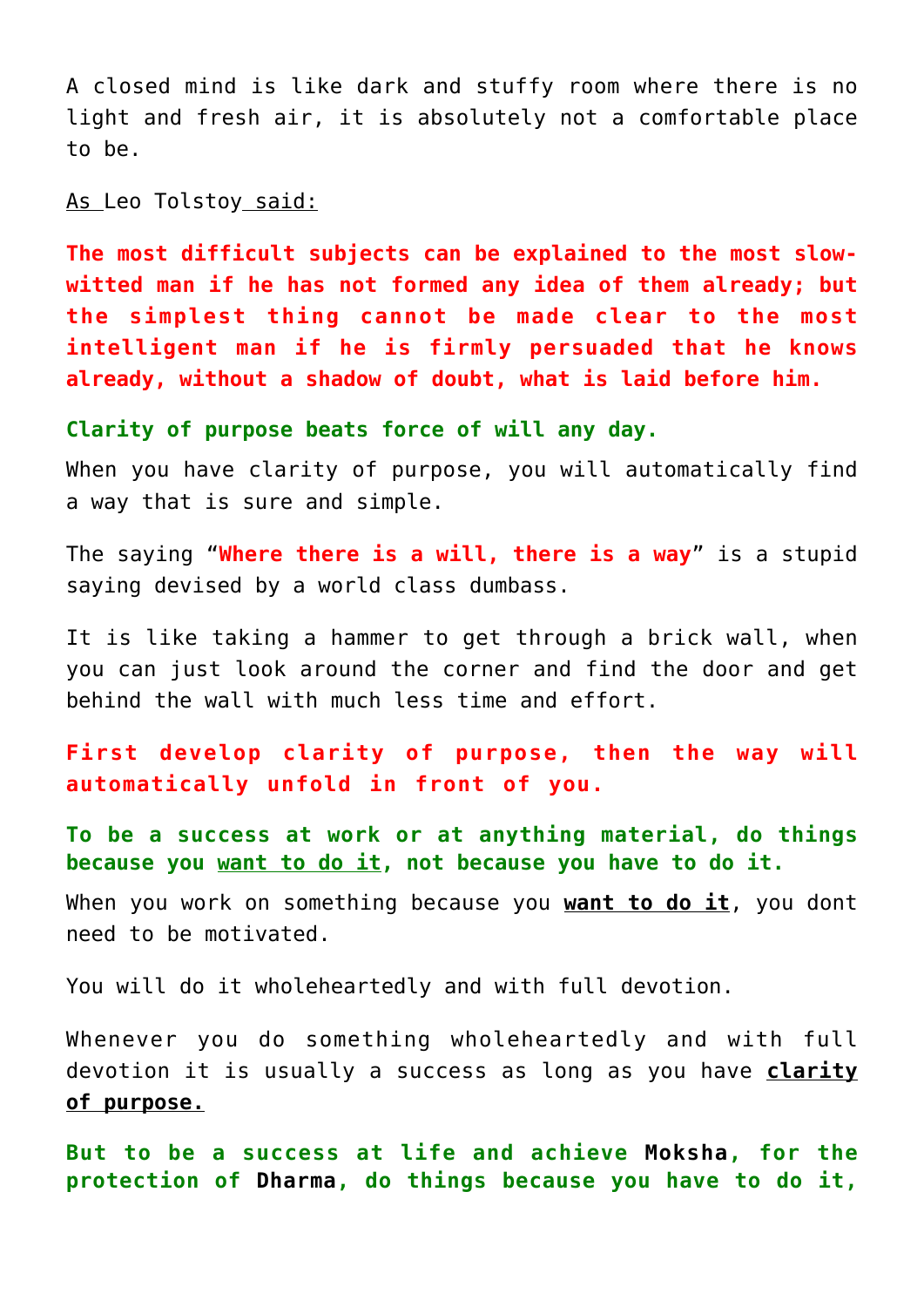A closed mind is like dark and stuffy room where there is no light and fresh air, it is absolutely not a comfortable place to be.

As Leo Tolstoy said:

**The most difficult subjects can be explained to the most slow-witted man if he has not formed any idea of them already; but the simplest thing cannot be made clear to the most intelligent man if he is firmly persuaded that he knows already, without a shadow of doubt, what is laid before him.**

**Clarity of purpose beats force of will any day.**

When you have clarity of purpose, you will automatically find a way that is sure and simple.

The saying "**Where there is a will, there is a way**" is a stupid saying devised by a world class dumbass.

It is like taking a hammer to get through a brick wall, when you can just look around the corner and find the door and get behind the wall with much less time and effort.

**First develop clarity of purpose, then the way will automatically unfold in front of you.**

**To be a success at work or at anything material, do things because you want to do it, not because you have to do it.**

When you work on something because you **want to do it**, you dont need to be motivated.

You will do it wholeheartedly and with full devotion.

Whenever you do something wholeheartedly and with full devotion it is usually a success as long as you have **clarity of purpose.**

**But to be a success at life and achieve Moksha, for the protection of Dharma, do things because you have to do it,**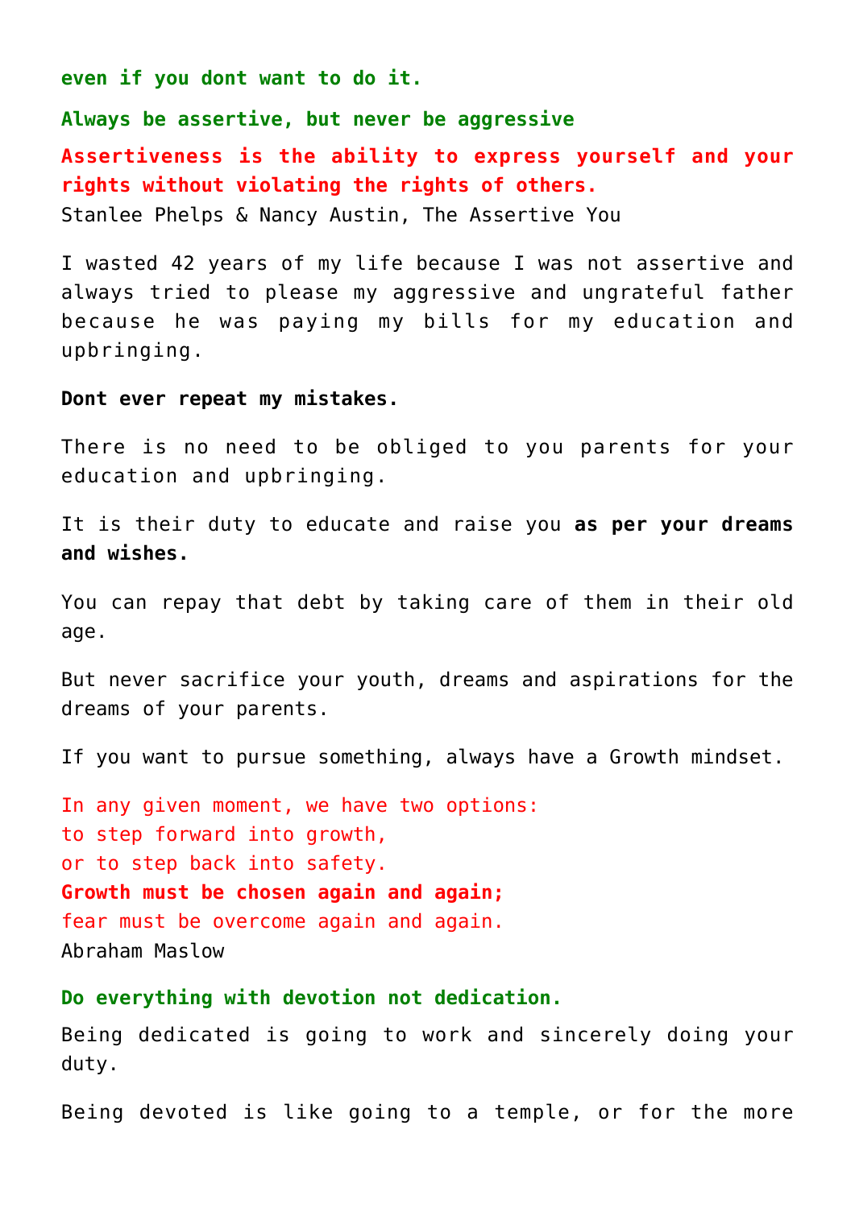**even if you dont want to do it.**

**Always be assertive, but never be aggressive**

**Assertiveness is the ability to express yourself and your rights without violating the rights of others.**
Stanlee Phelps & Nancy Austin, The Assertive You

I wasted 42 years of my life because I was not assertive and always tried to please my aggressive and ungrateful father because he was paying my bills for my education and upbringing.

**Dont ever repeat my mistakes.**

There is no need to be obliged to you parents for your education and upbringing.

It is their duty to educate and raise you **as per your dreams and wishes.**

You can repay that debt by taking care of them in their old age.

But never sacrifice your youth, dreams and aspirations for the dreams of your parents.

If you want to pursue something, always have a Growth mindset.

In any given moment, we have two options:
to step forward into growth,
or to step back into safety.
**Growth must be chosen again and again;**
fear must be overcome again and again.
Abraham Maslow

**Do everything with devotion not dedication.**

Being dedicated is going to work and sincerely doing your duty.

Being devoted is like going to a temple, or for the more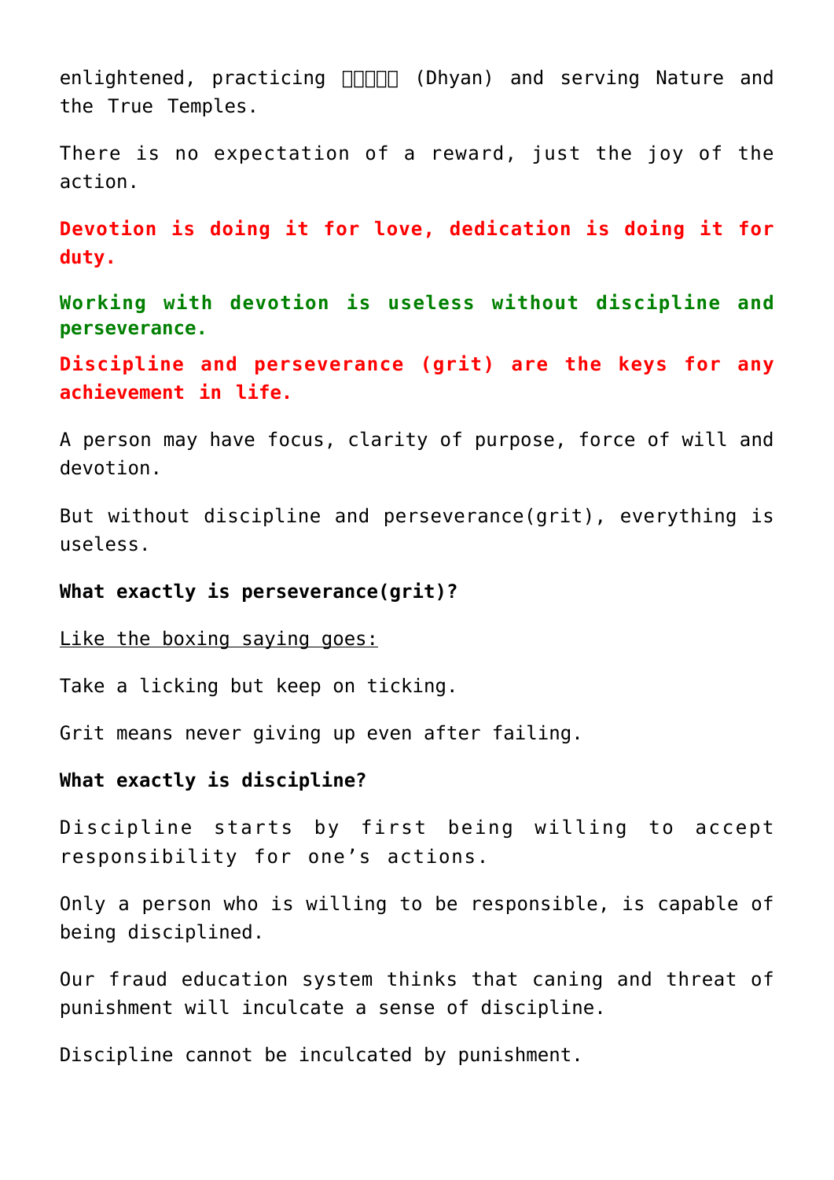enlightened, practicing ध्यान (Dhyan) and serving Nature and the True Temples.

There is no expectation of a reward, just the joy of the action.

**Devotion is doing it for love, dedication is doing it for duty.**

**Working with devotion is useless without discipline and perseverance.**

**Discipline and perseverance (grit) are the keys for any achievement in life.**

A person may have focus, clarity of purpose, force of will and devotion.

But without discipline and perseverance(grit), everything is useless.

**What exactly is perseverance(grit)?**

Like the boxing saying goes:

Take a licking but keep on ticking.

Grit means never giving up even after failing.

**What exactly is discipline?**

Discipline starts by first being willing to accept responsibility for one's actions.

Only a person who is willing to be responsible, is capable of being disciplined.

Our fraud education system thinks that caning and threat of punishment will inculcate a sense of discipline.

Discipline cannot be inculcated by punishment.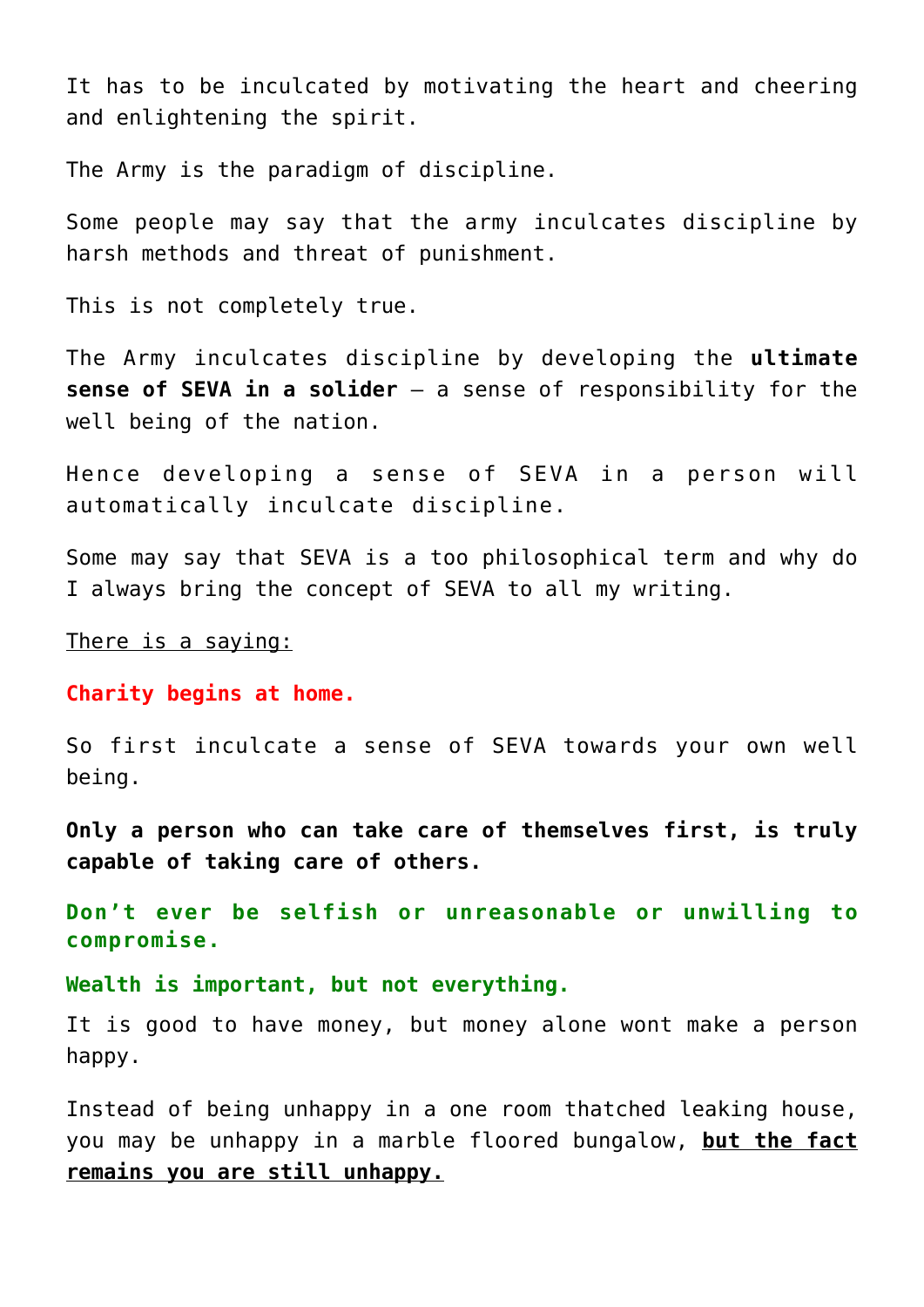It has to be inculcated by motivating the heart and cheering and enlightening the spirit.

The Army is the paradigm of discipline.

Some people may say that the army inculcates discipline by harsh methods and threat of punishment.

This is not completely true.

The Army inculcates discipline by developing the **ultimate sense of SEVA in a solider** – a sense of responsibility for the well being of the nation.

Hence developing a sense of SEVA in a person will automatically inculcate discipline.

Some may say that SEVA is a too philosophical term and why do I always bring the concept of SEVA to all my writing.

<u>There is a saying:</u>

**Charity begins at home.**

So first inculcate a sense of SEVA towards your own well being.

**Only a person who can take care of themselves first, is truly capable of taking care of others.**

**Don't ever be selfish or unreasonable or unwilling to compromise.**

**Wealth is important, but not everything.**

It is good to have money, but money alone wont make a person happy.

Instead of being unhappy in a one room thatched leaking house, you may be unhappy in a marble floored bungalow, **<u>but the fact remains you are still unhappy.</u>**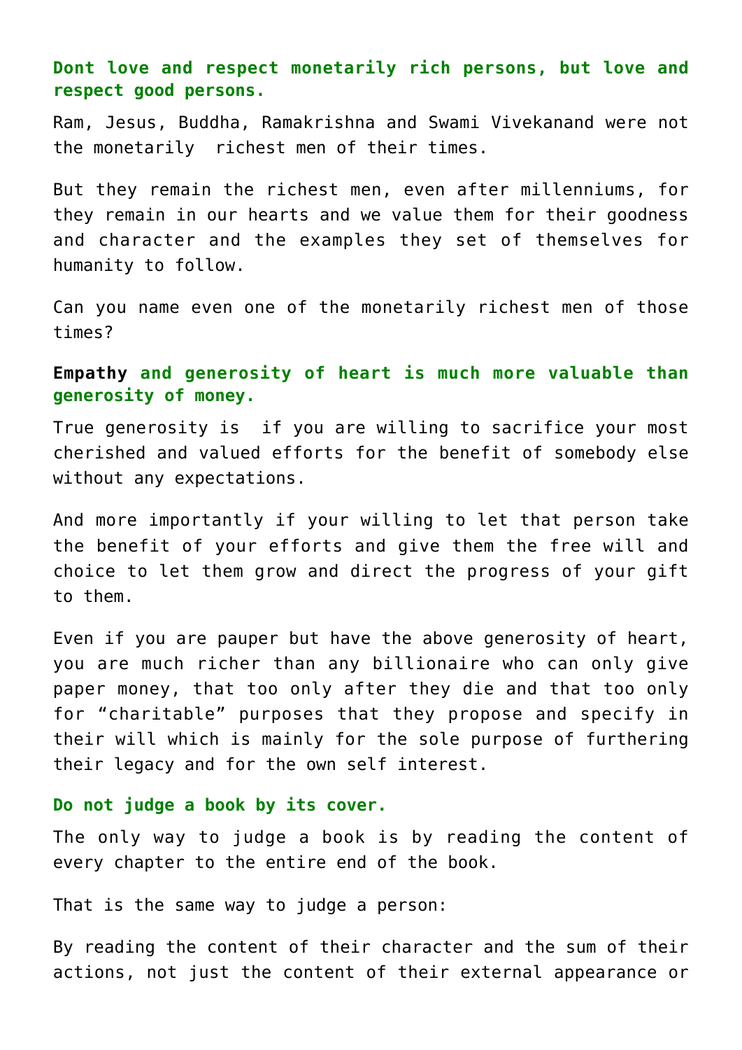**Dont love and respect monetarily rich persons, but love and respect good persons.**

Ram, Jesus, Buddha, Ramakrishna and Swami Vivekanand were not the monetarily richest men of their times.

But they remain the richest men, even after millenniums, for they remain in our hearts and we value them for their goodness and character and the examples they set of themselves for humanity to follow.

Can you name even one of the monetarily richest men of those times?

**Empathy and generosity of heart is much more valuable than generosity of money.**

True generosity is if you are willing to sacrifice your most cherished and valued efforts for the benefit of somebody else without any expectations.

And more importantly if your willing to let that person take the benefit of your efforts and give them the free will and choice to let them grow and direct the progress of your gift to them.

Even if you are pauper but have the above generosity of heart, you are much richer than any billionaire who can only give paper money, that too only after they die and that too only for "charitable" purposes that they propose and specify in their will which is mainly for the sole purpose of furthering their legacy and for the own self interest.

**Do not judge a book by its cover.**

The only way to judge a book is by reading the content of every chapter to the entire end of the book.

That is the same way to judge a person:

By reading the content of their character and the sum of their actions, not just the content of their external appearance or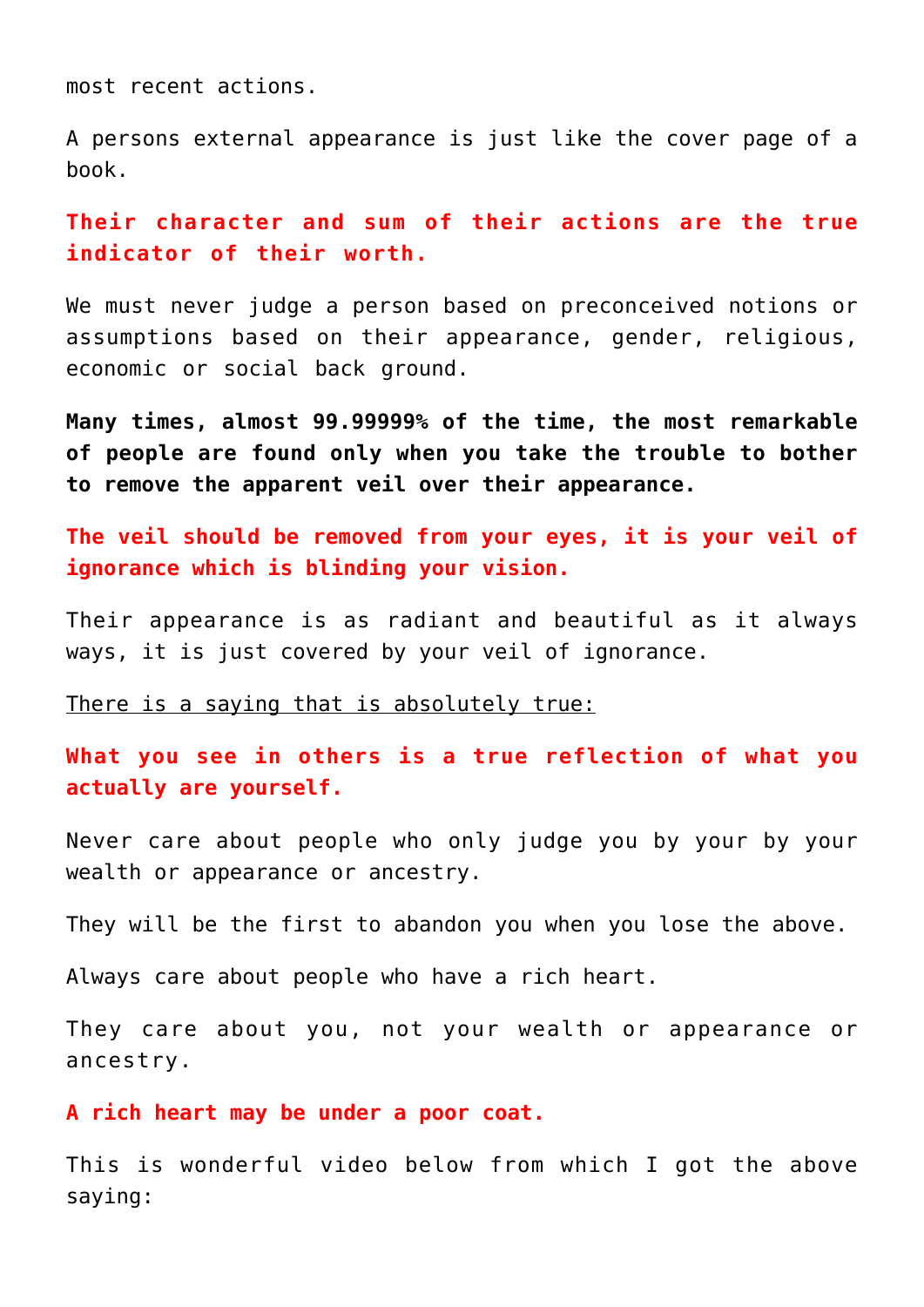most recent actions.

A persons external appearance is just like the cover page of a book.

**Their character and sum of their actions are the true indicator of their worth.**

We must never judge a person based on preconceived notions or assumptions based on their appearance, gender, religious, economic or social back ground.

**Many times, almost 99.99999% of the time, the most remarkable of people are found only when you take the trouble to bother to remove the apparent veil over their appearance.**

**The veil should be removed from your eyes, it is your veil of ignorance which is blinding your vision.**

Their appearance is as radiant and beautiful as it always ways, it is just covered by your veil of ignorance.

There is a saying that is absolutely true:

**What you see in others is a true reflection of what you actually are yourself.**

Never care about people who only judge you by your by your wealth or appearance or ancestry.

They will be the first to abandon you when you lose the above.

Always care about people who have a rich heart.

They care about you, not your wealth or appearance or ancestry.

**A rich heart may be under a poor coat.**

This is wonderful video below from which I got the above saying: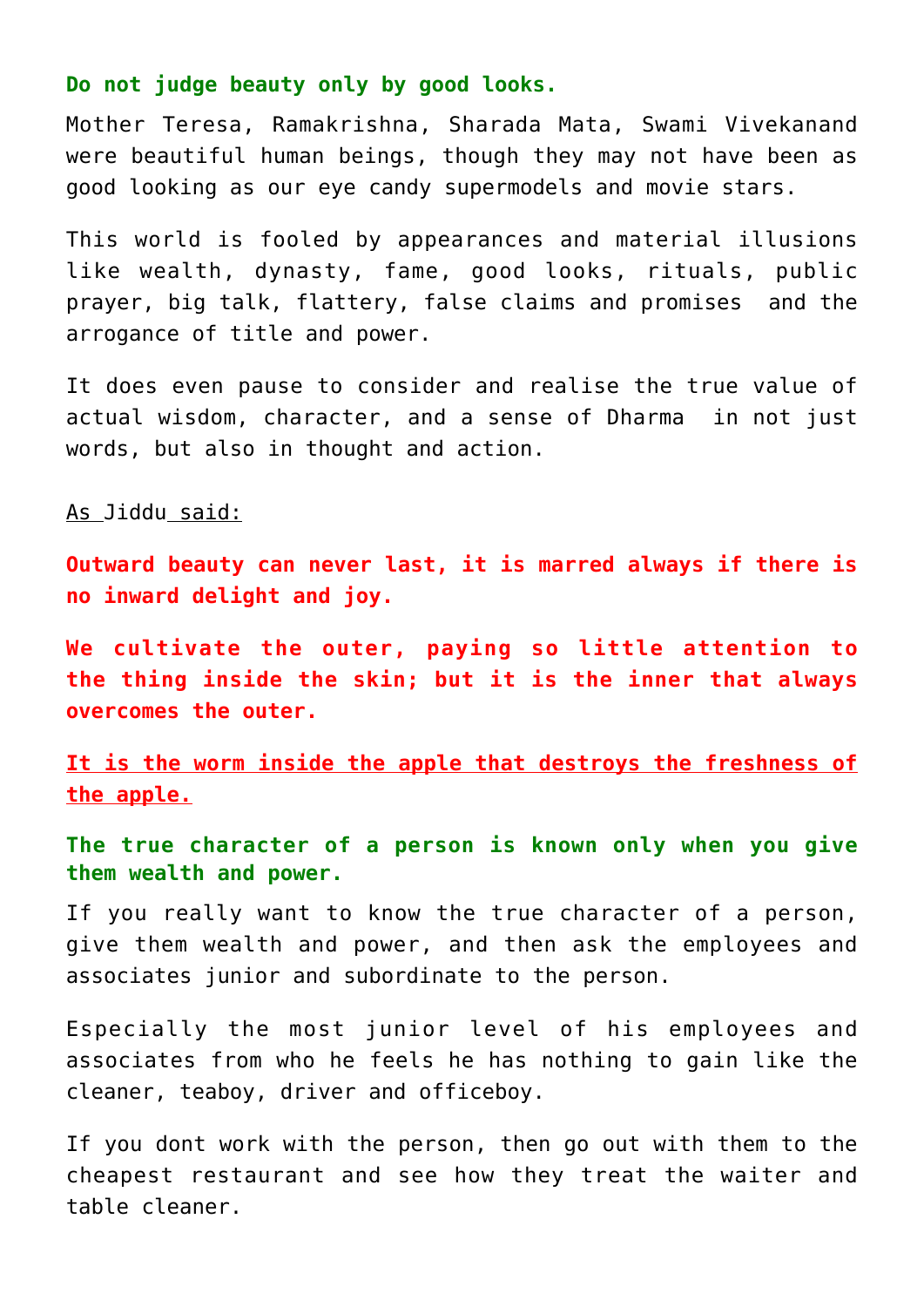**Do not judge beauty only by good looks.**

Mother Teresa, Ramakrishna, Sharada Mata, Swami Vivekanand were beautiful human beings, though they may not have been as good looking as our eye candy supermodels and movie stars.

This world is fooled by appearances and material illusions like wealth, dynasty, fame, good looks, rituals, public prayer, big talk, flattery, false claims and promises and the arrogance of title and power.

It does even pause to consider and realise the true value of actual wisdom, character, and a sense of Dharma in not just words, but also in thought and action.

As Jiddu said:

**Outward beauty can never last, it is marred always if there is no inward delight and joy.**

**We cultivate the outer, paying so little attention to the thing inside the skin; but it is the inner that always overcomes the outer.**

**It is the worm inside the apple that destroys the freshness of the apple.**

**The true character of a person is known only when you give them wealth and power.**

If you really want to know the true character of a person, give them wealth and power, and then ask the employees and associates junior and subordinate to the person.

Especially the most junior level of his employees and associates from who he feels he has nothing to gain like the cleaner, teaboy, driver and officeboy.

If you dont work with the person, then go out with them to the cheapest restaurant and see how they treat the waiter and table cleaner.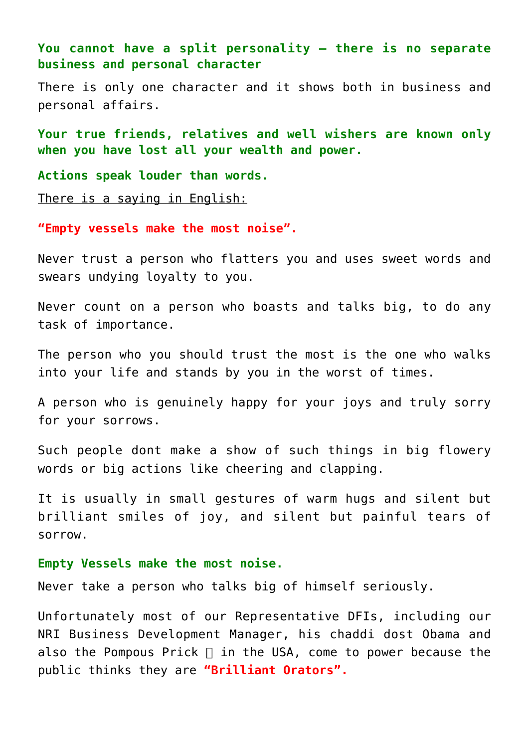**You cannot have a split personality – there is no separate business and personal character**

There is only one character and it shows both in business and personal affairs.

**Your true friends, relatives and well wishers are known only when you have lost all your wealth and power.**

**Actions speak louder than words.**

There is a saying in English:

**"Empty vessels make the most noise".**

Never trust a person who flatters you and uses sweet words and swears undying loyalty to you.

Never count on a person who boasts and talks big, to do any task of importance.

The person who you should trust the most is the one who walks into your life and stands by you in the worst of times.

A person who is genuinely happy for your joys and truly sorry for your sorrows.

Such people dont make a show of such things in big flowery words or big actions like cheering and clapping.

It is usually in small gestures of warm hugs and silent but brilliant smiles of joy, and silent but painful tears of sorrow.

**Empty Vessels make the most noise.**

Never take a person who talks big of himself seriously.

Unfortunately most of our Representative DFIs, including our NRI Business Development Manager, his chaddi dost Obama and also the Pompous Prick  in the USA, come to power because the public thinks they are **"Brilliant Orators".**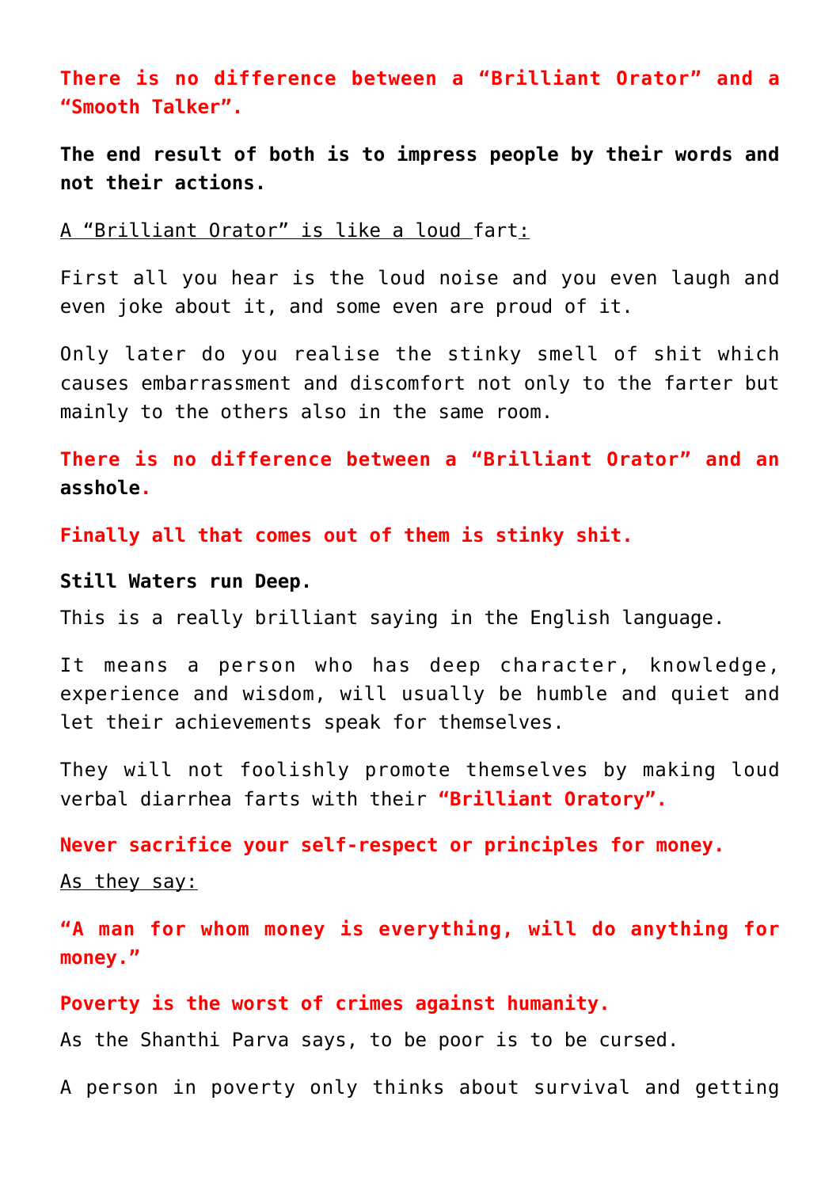**There is no difference between a "Brilliant Orator" and a "Smooth Talker".**

**The end result of both is to impress people by their words and not their actions.**

A "Brilliant Orator" is like a loud fart:

First all you hear is the loud noise and you even laugh and even joke about it, and some even are proud of it.

Only later do you realise the stinky smell of shit which causes embarrassment and discomfort not only to the farter but mainly to the others also in the same room.

**There is no difference between a "Brilliant Orator" and an asshole.**

**Finally all that comes out of them is stinky shit.**

**Still Waters run Deep.**

This is a really brilliant saying in the English language.

It means a person who has deep character, knowledge, experience and wisdom, will usually be humble and quiet and let their achievements speak for themselves.

They will not foolishly promote themselves by making loud verbal diarrhea farts with their **"Brilliant Oratory".**

**Never sacrifice your self-respect or principles for money.**

As they say:

**"A man for whom money is everything, will do anything for money."**

**Poverty is the worst of crimes against humanity.**

As the Shanthi Parva says, to be poor is to be cursed.

A person in poverty only thinks about survival and getting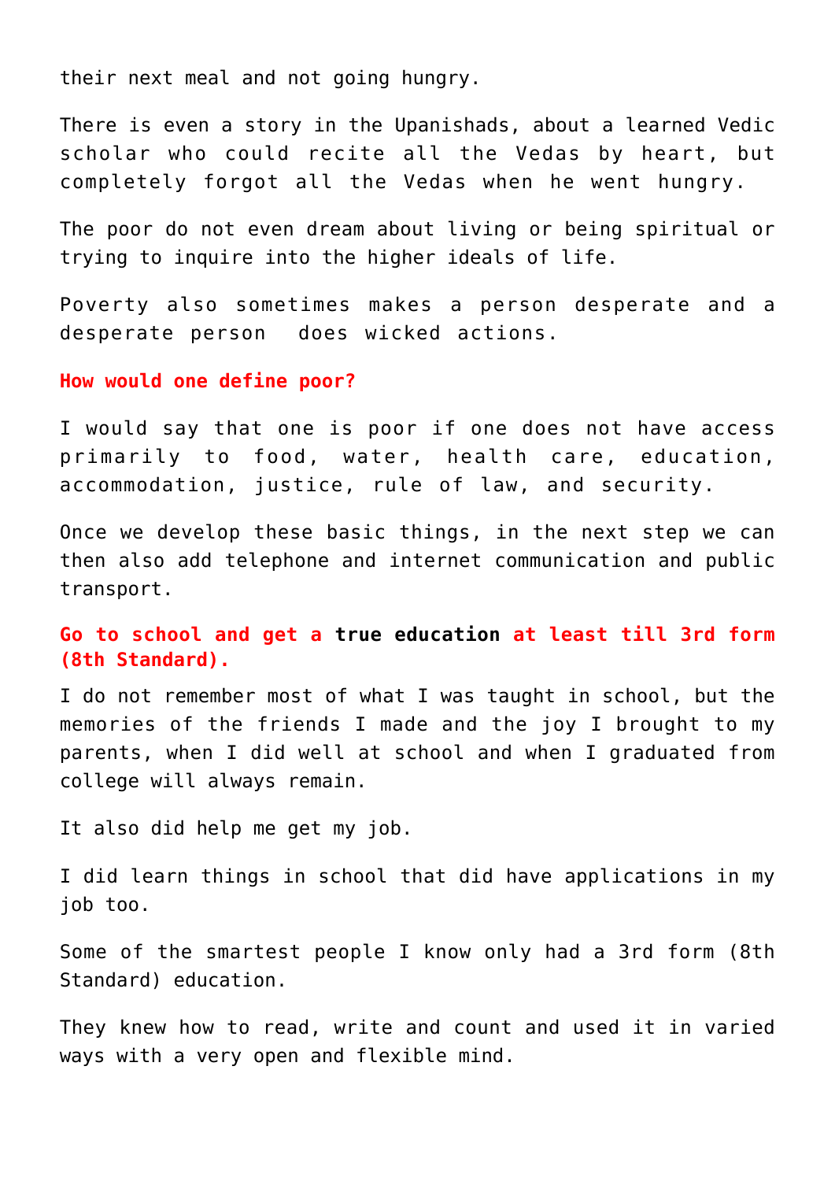their next meal and not going hungry.

There is even a story in the Upanishads, about a learned Vedic scholar who could recite all the Vedas by heart, but completely forgot all the Vedas when he went hungry.

The poor do not even dream about living or being spiritual or trying to inquire into the higher ideals of life.

Poverty also sometimes makes a person desperate and a desperate person does wicked actions.

**How would one define poor?**

I would say that one is poor if one does not have access primarily to food, water, health care, education, accommodation, justice, rule of law, and security.

Once we develop these basic things, in the next step we can then also add telephone and internet communication and public transport.

**Go to school and get a true education at least till 3rd form (8th Standard).**

I do not remember most of what I was taught in school, but the memories of the friends I made and the joy I brought to my parents, when I did well at school and when I graduated from college will always remain.

It also did help me get my job.

I did learn things in school that did have applications in my job too.

Some of the smartest people I know only had a 3rd form (8th Standard) education.

They knew how to read, write and count and used it in varied ways with a very open and flexible mind.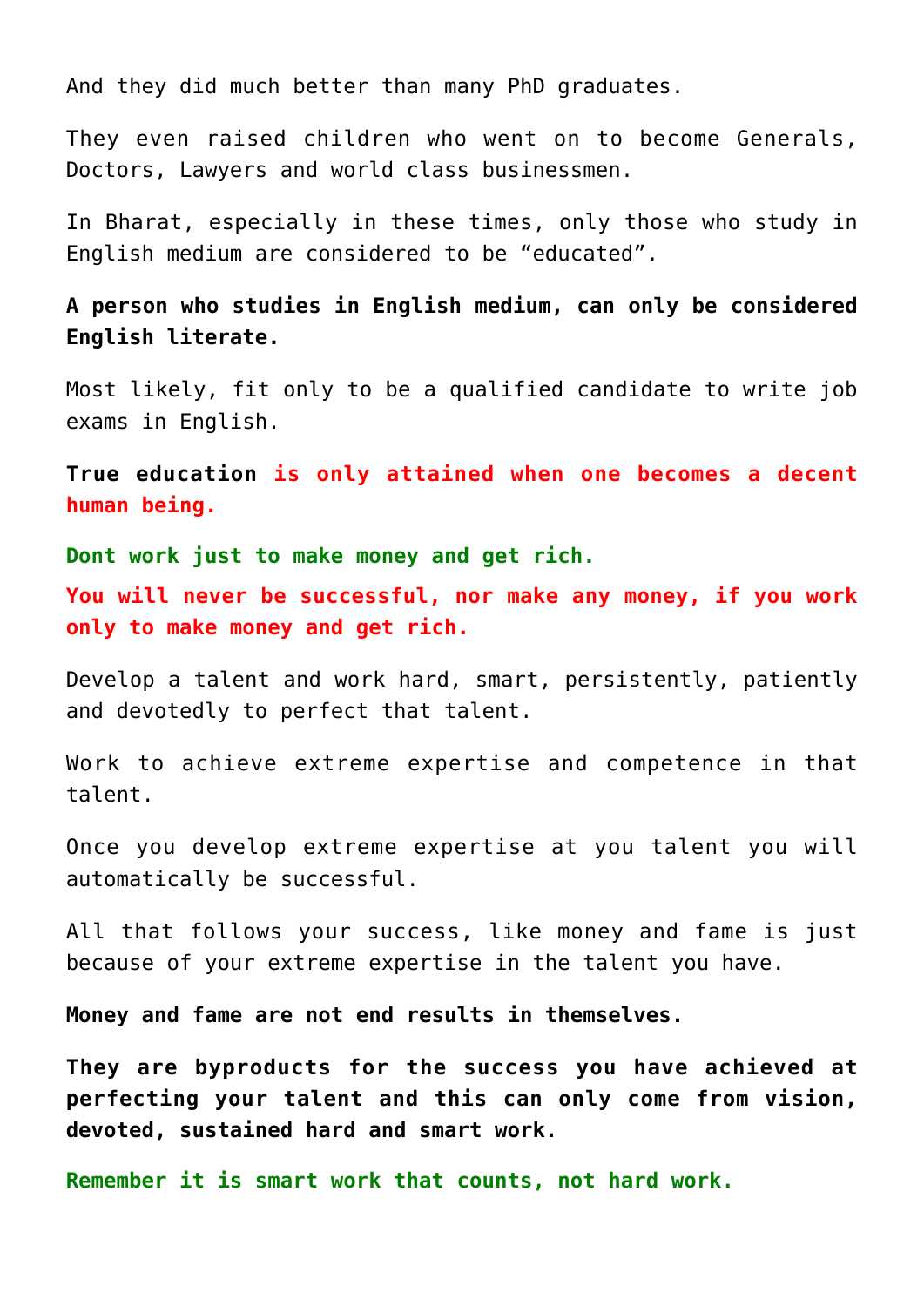And they did much better than many PhD graduates.

They even raised children who went on to become Generals, Doctors, Lawyers and world class businessmen.

In Bharat, especially in these times, only those who study in English medium are considered to be “educated”.

**A person who studies in English medium, can only be considered English literate.**

Most likely, fit only to be a qualified candidate to write job exams in English.

**True education is only attained when one becomes a decent human being.**

**Dont work just to make money and get rich.**

**You will never be successful, nor make any money, if you work only to make money and get rich.**

Develop a talent and work hard, smart, persistently, patiently and devotedly to perfect that talent.

Work to achieve extreme expertise and competence in that talent.

Once you develop extreme expertise at you talent you will automatically be successful.

All that follows your success, like money and fame is just because of your extreme expertise in the talent you have.

**Money and fame are not end results in themselves.**

**They are byproducts for the success you have achieved at perfecting your talent and this can only come from vision, devoted, sustained hard and smart work.**

**Remember it is smart work that counts, not hard work.**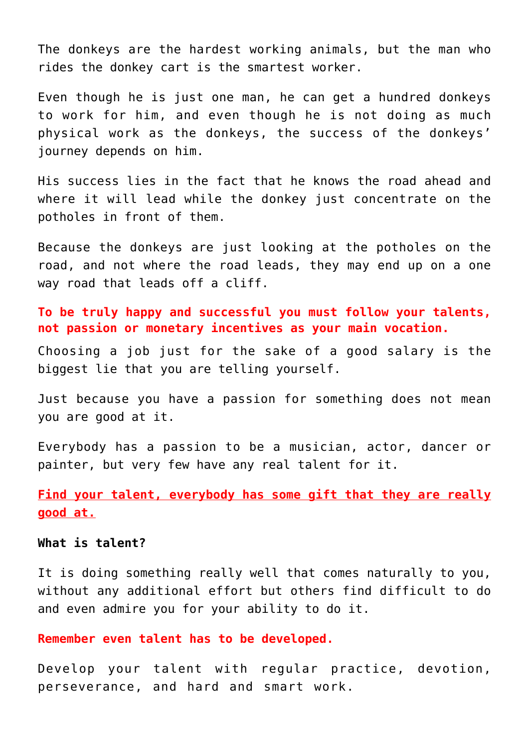The donkeys are the hardest working animals, but the man who rides the donkey cart is the smartest worker.

Even though he is just one man, he can get a hundred donkeys to work for him, and even though he is not doing as much physical work as the donkeys, the success of the donkeys' journey depends on him.

His success lies in the fact that he knows the road ahead and where it will lead while the donkey just concentrate on the potholes in front of them.

Because the donkeys are just looking at the potholes on the road, and not where the road leads, they may end up on a one way road that leads off a cliff.

**To be truly happy and successful you must follow your talents, not passion or monetary incentives as your main vocation.**

Choosing a job just for the sake of a good salary is the biggest lie that you are telling yourself.

Just because you have a passion for something does not mean you are good at it.

Everybody has a passion to be a musician, actor, dancer or painter, but very few have any real talent for it.

**Find your talent, everybody has some gift that they are really good at.**

**What is talent?**

It is doing something really well that comes naturally to you, without any additional effort but others find difficult to do and even admire you for your ability to do it.

**Remember even talent has to be developed.**

Develop your talent with regular practice, devotion, perseverance, and hard and smart work.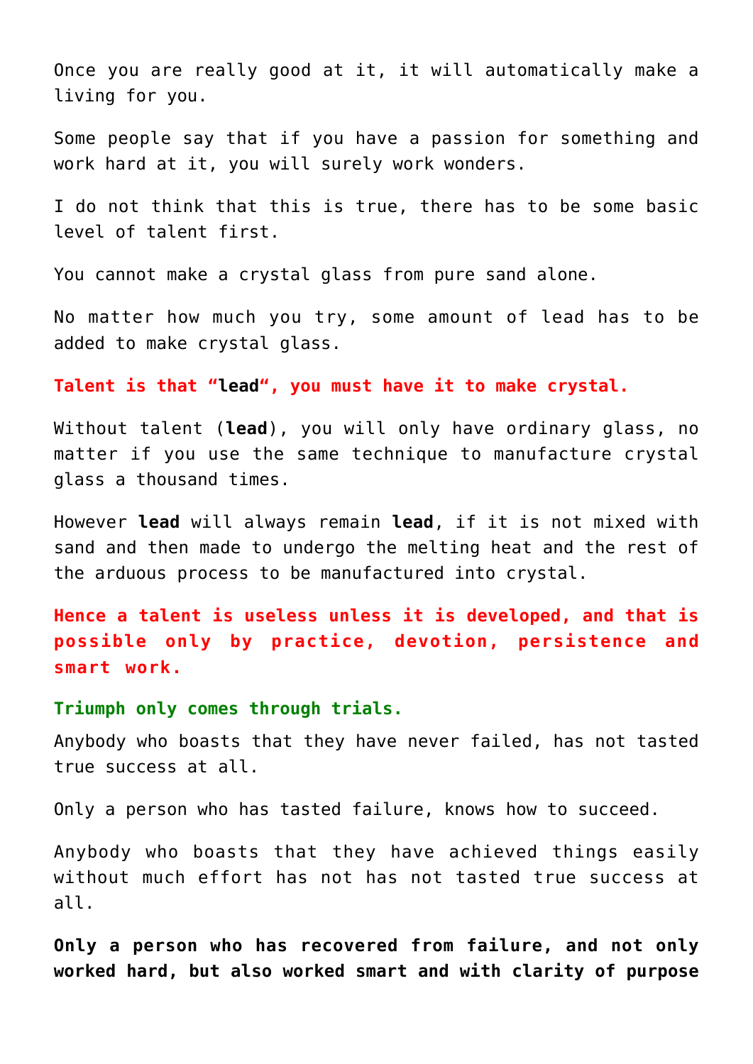Once you are really good at it, it will automatically make a living for you.

Some people say that if you have a passion for something and work hard at it, you will surely work wonders.

I do not think that this is true, there has to be some basic level of talent first.

You cannot make a crystal glass from pure sand alone.

No matter how much you try, some amount of lead has to be added to make crystal glass.

**Talent is that "lead", you must have it to make crystal.**

Without talent (**lead**), you will only have ordinary glass, no matter if you use the same technique to manufacture crystal glass a thousand times.

However **lead** will always remain **lead**, if it is not mixed with sand and then made to undergo the melting heat and the rest of the arduous process to be manufactured into crystal.

**Hence a talent is useless unless it is developed, and that is possible only by practice, devotion, persistence and smart work.**

**Triumph only comes through trials.**

Anybody who boasts that they have never failed, has not tasted true success at all.

Only a person who has tasted failure, knows how to succeed.

Anybody who boasts that they have achieved things easily without much effort has not has not tasted true success at all.

**Only a person who has recovered from failure, and not only worked hard, but also worked smart and with clarity of purpose**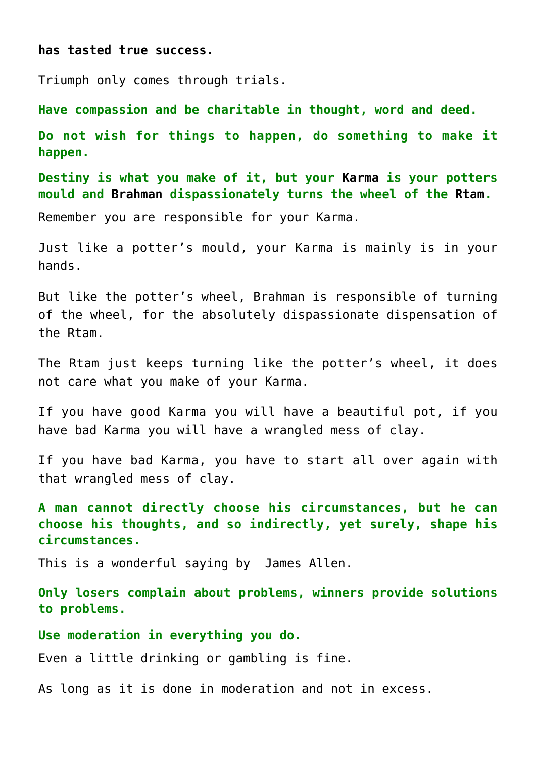**has tasted true success.**

Triumph only comes through trials.

**Have compassion and be charitable in thought, word and deed.**

**Do not wish for things to happen, do something to make it happen.**

**Destiny is what you make of it, but your Karma is your potters mould and Brahman dispassionately turns the wheel of the Rtam.**

Remember you are responsible for your Karma.

Just like a potter's mould, your Karma is mainly is in your hands.

But like the potter's wheel, Brahman is responsible of turning of the wheel, for the absolutely dispassionate dispensation of the Rtam.

The Rtam just keeps turning like the potter's wheel, it does not care what you make of your Karma.

If you have good Karma you will have a beautiful pot, if you have bad Karma you will have a wrangled mess of clay.

If you have bad Karma, you have to start all over again with that wrangled mess of clay.

**A man cannot directly choose his circumstances, but he can choose his thoughts, and so indirectly, yet surely, shape his circumstances.**

This is a wonderful saying by James Allen.

**Only losers complain about problems, winners provide solutions to problems.**

**Use moderation in everything you do.**

Even a little drinking or gambling is fine.

As long as it is done in moderation and not in excess.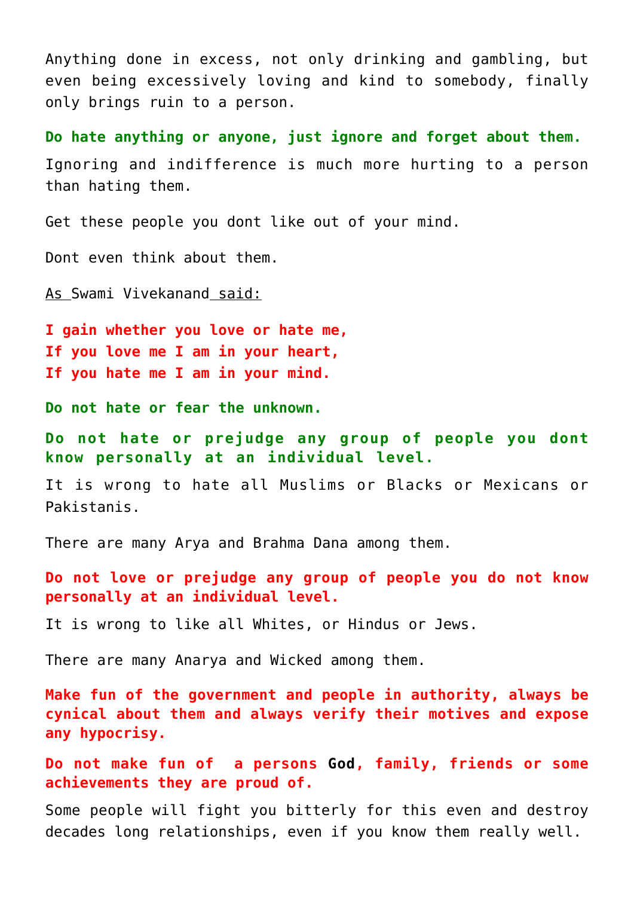Anything done in excess, not only drinking and gambling, but even being excessively loving and kind to somebody, finally only brings ruin to a person.

**Do hate anything or anyone, just ignore and forget about them.**

Ignoring and indifference is much more hurting to a person than hating them.

Get these people you dont like out of your mind.

Dont even think about them.

As Swami Vivekanand said:

**I gain whether you love or hate me,**
**If you love me I am in your heart,**
**If you hate me I am in your mind.**

**Do not hate or fear the unknown.**

**Do not hate or prejudge any group of people you dont know personally at an individual level.**

It is wrong to hate all Muslims or Blacks or Mexicans or Pakistanis.

There are many Arya and Brahma Dana among them.

**Do not love or prejudge any group of people you do not know personally at an individual level.**

It is wrong to like all Whites, or Hindus or Jews.

There are many Anarya and Wicked among them.

**Make fun of the government and people in authority, always be cynical about them and always verify their motives and expose any hypocrisy.**

**Do not make fun of a persons God, family, friends or some achievements they are proud of.**

Some people will fight you bitterly for this even and destroy decades long relationships, even if you know them really well.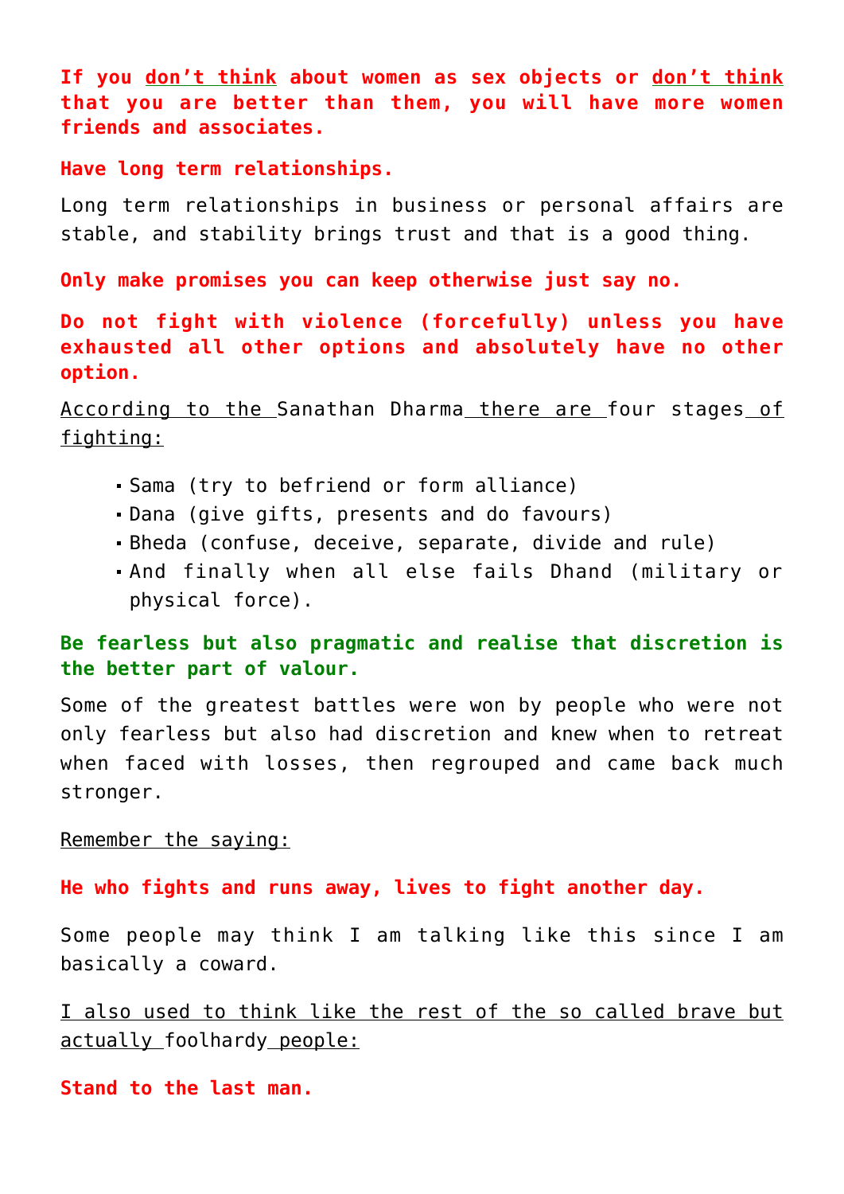**If you <u>don't think</u> about women as sex objects or <u>don't think</u> that you are better than them, you will have more women friends and associates.**

**Have long term relationships.**

Long term relationships in business or personal affairs are stable, and stability brings trust and that is a good thing.

**Only make promises you can keep otherwise just say no.**

**Do not fight with violence (forcefully) unless you have exhausted all other options and absolutely have no other option.**

<u>According to the</u> Sanathan Dharma <u>there are</u> four stages <u>of fighting:</u>

- Sama (try to befriend or form alliance)
- Dana (give gifts, presents and do favours)
- Bheda (confuse, deceive, separate, divide and rule)
- And finally when all else fails Dhand (military or physical force).

**Be fearless but also pragmatic and realise that discretion is the better part of valour.**

Some of the greatest battles were won by people who were not only fearless but also had discretion and knew when to retreat when faced with losses, then regrouped and came back much stronger.

<u>Remember the saying:</u>

**He who fights and runs away, lives to fight another day.**

Some people may think I am talking like this since I am basically a coward.

<u>I also used to think like the rest of the so called brave but actually</u> foolhardy <u>people:</u>

**Stand to the last man.**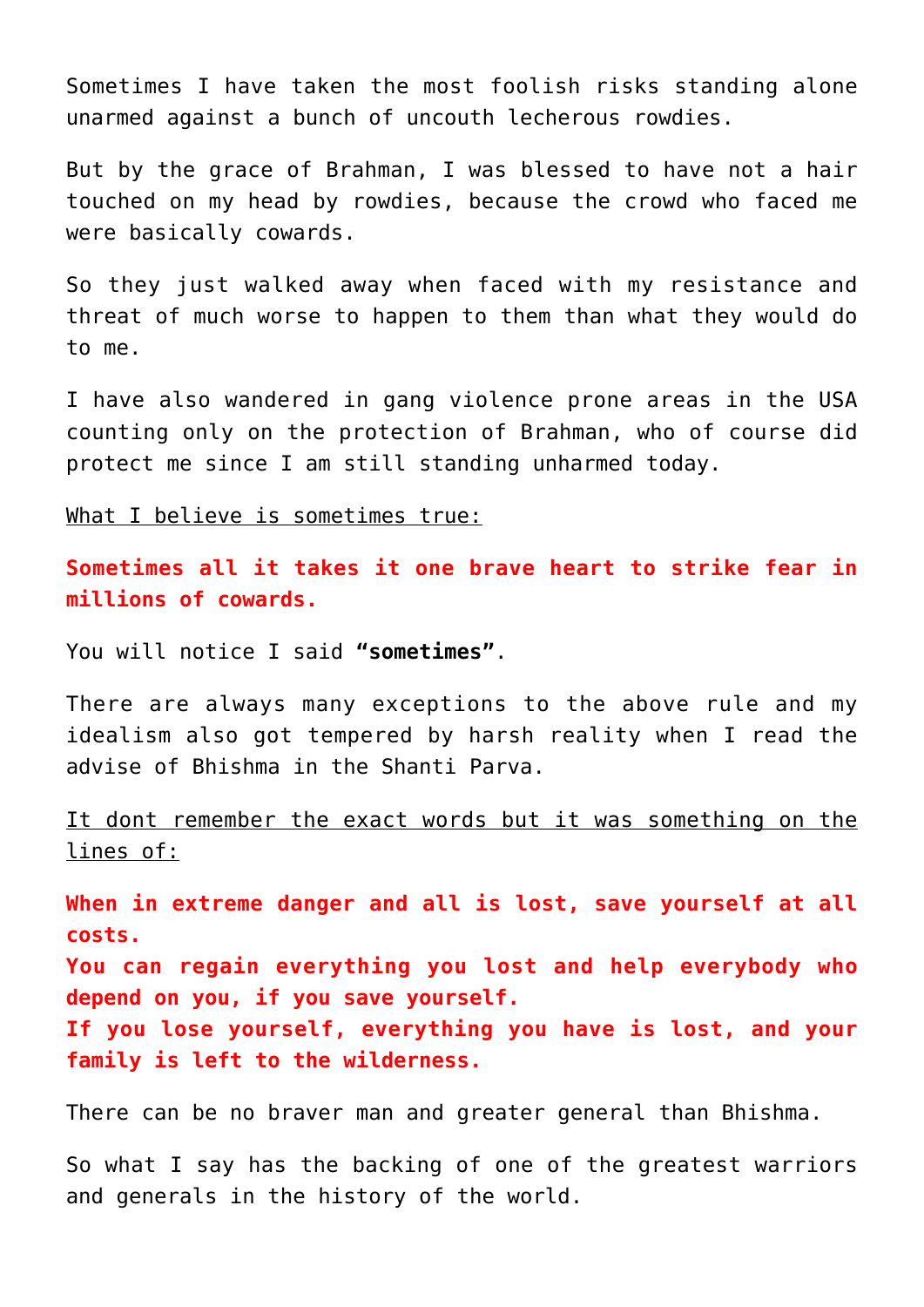Sometimes I have taken the most foolish risks standing alone unarmed against a bunch of uncouth lecherous rowdies.

But by the grace of Brahman, I was blessed to have not a hair touched on my head by rowdies, because the crowd who faced me were basically cowards.

So they just walked away when faced with my resistance and threat of much worse to happen to them than what they would do to me.

I have also wandered in gang violence prone areas in the USA counting only on the protection of Brahman, who of course did protect me since I am still standing unharmed today.

<u>What I believe is sometimes true:</u>

**Sometimes all it takes it one brave heart to strike fear in millions of cowards.**

You will notice I said **"sometimes"**.

There are always many exceptions to the above rule and my idealism also got tempered by harsh reality when I read the advise of Bhishma in the Shanti Parva.

<u>It dont remember the exact words but it was something on the lines of:</u>

**When in extreme danger and all is lost, save yourself at all costs.**
**You can regain everything you lost and help everybody who depend on you, if you save yourself.**
**If you lose yourself, everything you have is lost, and your family is left to the wilderness.**

There can be no braver man and greater general than Bhishma.

So what I say has the backing of one of the greatest warriors and generals in the history of the world.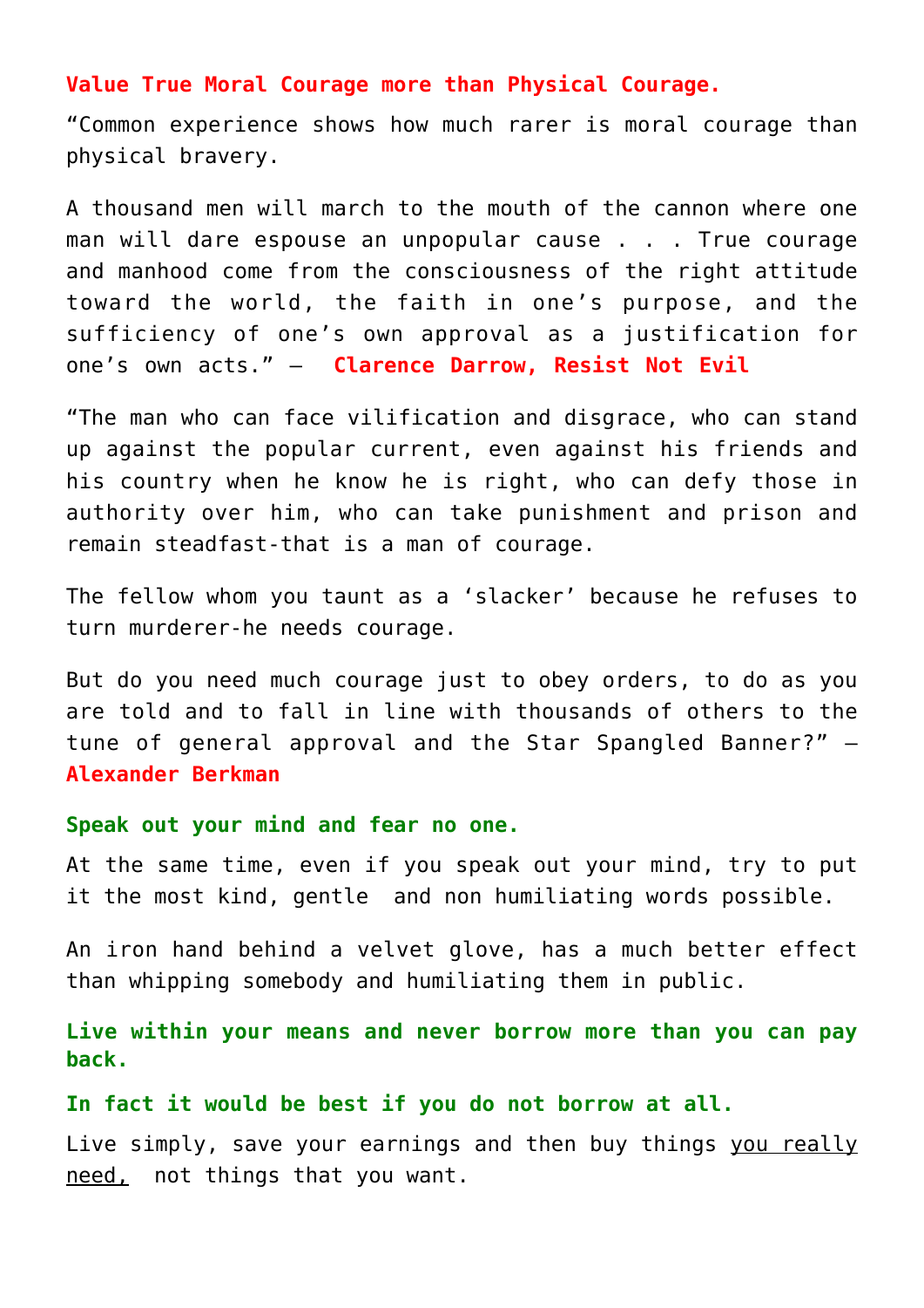**Value True Moral Courage more than Physical Courage.**

“Common experience shows how much rarer is moral courage than physical bravery.

A thousand men will march to the mouth of the cannon where one man will dare espouse an unpopular cause . . . True courage and manhood come from the consciousness of the right attitude toward the world, the faith in one’s purpose, and the sufficiency of one’s own approval as a justification for one’s own acts.” – **Clarence Darrow, Resist Not Evil**

“The man who can face vilification and disgrace, who can stand up against the popular current, even against his friends and his country when he know he is right, who can defy those in authority over him, who can take punishment and prison and remain steadfast-that is a man of courage.

The fellow whom you taunt as a ‘slacker’ because he refuses to turn murderer-he needs courage.

But do you need much courage just to obey orders, to do as you are told and to fall in line with thousands of others to the tune of general approval and the Star Spangled Banner?” – **Alexander Berkman**

**Speak out your mind and fear no one.**

At the same time, even if you speak out your mind, try to put it the most kind, gentle and non humiliating words possible.

An iron hand behind a velvet glove, has a much better effect than whipping somebody and humiliating them in public.

**Live within your means and never borrow more than you can pay back.**

**In fact it would be best if you do not borrow at all.**

Live simply, save your earnings and then buy things <u>you really need,</u> not things that you want.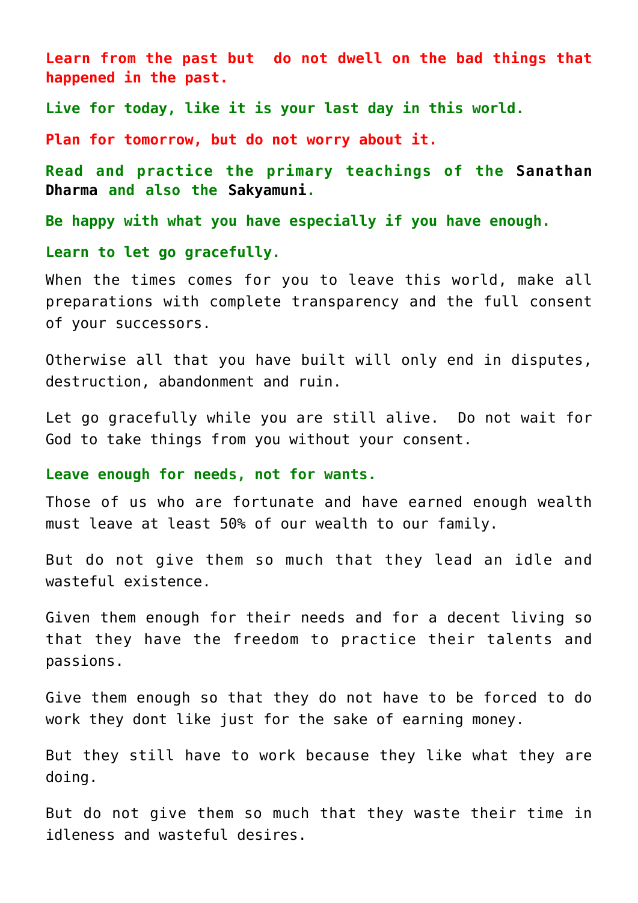**Learn from the past but do not dwell on the bad things that happened in the past.**

**Live for today, like it is your last day in this world.**

**Plan for tomorrow, but do not worry about it.**

**Read and practice the primary teachings of the Sanathan Dharma and also the Sakyamuni.**

**Be happy with what you have especially if you have enough.**

**Learn to let go gracefully.**

When the times comes for you to leave this world, make all preparations with complete transparency and the full consent of your successors.

Otherwise all that you have built will only end in disputes, destruction, abandonment and ruin.

Let go gracefully while you are still alive. Do not wait for God to take things from you without your consent.

**Leave enough for needs, not for wants.**

Those of us who are fortunate and have earned enough wealth must leave at least 50% of our wealth to our family.

But do not give them so much that they lead an idle and wasteful existence.

Given them enough for their needs and for a decent living so that they have the freedom to practice their talents and passions.

Give them enough so that they do not have to be forced to do work they dont like just for the sake of earning money.

But they still have to work because they like what they are doing.

But do not give them so much that they waste their time in idleness and wasteful desires.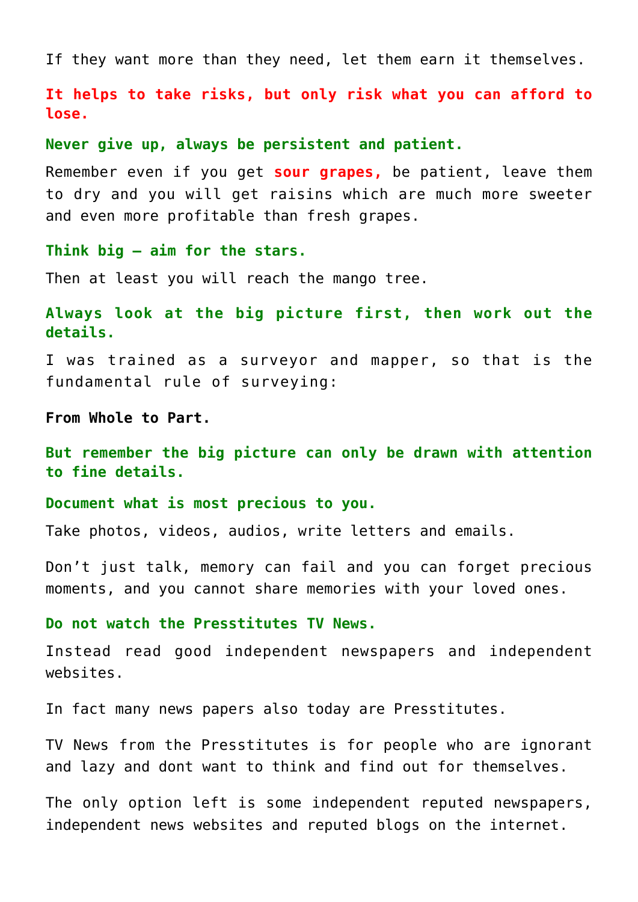If they want more than they need, let them earn it themselves.

**It helps to take risks, but only risk what you can afford to lose.**

**Never give up, always be persistent and patient.**

Remember even if you get **sour grapes,** be patient, leave them to dry and you will get raisins which are much more sweeter and even more profitable than fresh grapes.

**Think big – aim for the stars.**

Then at least you will reach the mango tree.

**Always look at the big picture first, then work out the details.**

I was trained as a surveyor and mapper, so that is the fundamental rule of surveying:

**From Whole to Part.**

**But remember the big picture can only be drawn with attention to fine details.**

**Document what is most precious to you.**

Take photos, videos, audios, write letters and emails.

Don't just talk, memory can fail and you can forget precious moments, and you cannot share memories with your loved ones.

**Do not watch the Presstitutes TV News.**

Instead read good independent newspapers and independent websites.

In fact many news papers also today are Presstitutes.

TV News from the Presstitutes is for people who are ignorant and lazy and dont want to think and find out for themselves.

The only option left is some independent reputed newspapers, independent news websites and reputed blogs on the internet.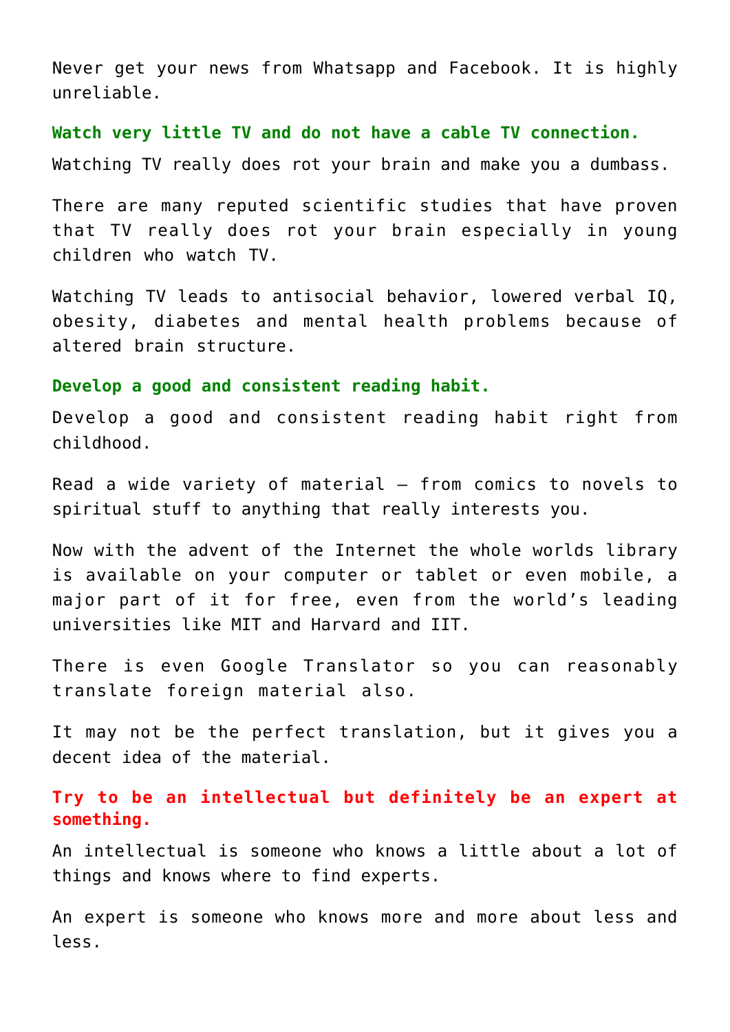Never get your news from Whatsapp and Facebook. It is highly unreliable.

**Watch very little TV and do not have a cable TV connection.**

Watching TV really does rot your brain and make you a dumbass.

There are many reputed scientific studies that have proven that TV really does rot your brain especially in young children who watch TV.

Watching TV leads to antisocial behavior, lowered verbal IQ, obesity, diabetes and mental health problems because of altered brain structure.

**Develop a good and consistent reading habit.**

Develop a good and consistent reading habit right from childhood.

Read a wide variety of material – from comics to novels to spiritual stuff to anything that really interests you.

Now with the advent of the Internet the whole worlds library is available on your computer or tablet or even mobile, a major part of it for free, even from the world's leading universities like MIT and Harvard and IIT.

There is even Google Translator so you can reasonably translate foreign material also.

It may not be the perfect translation, but it gives you a decent idea of the material.

**Try to be an intellectual but definitely be an expert at something.**

An intellectual is someone who knows a little about a lot of things and knows where to find experts.

An expert is someone who knows more and more about less and less.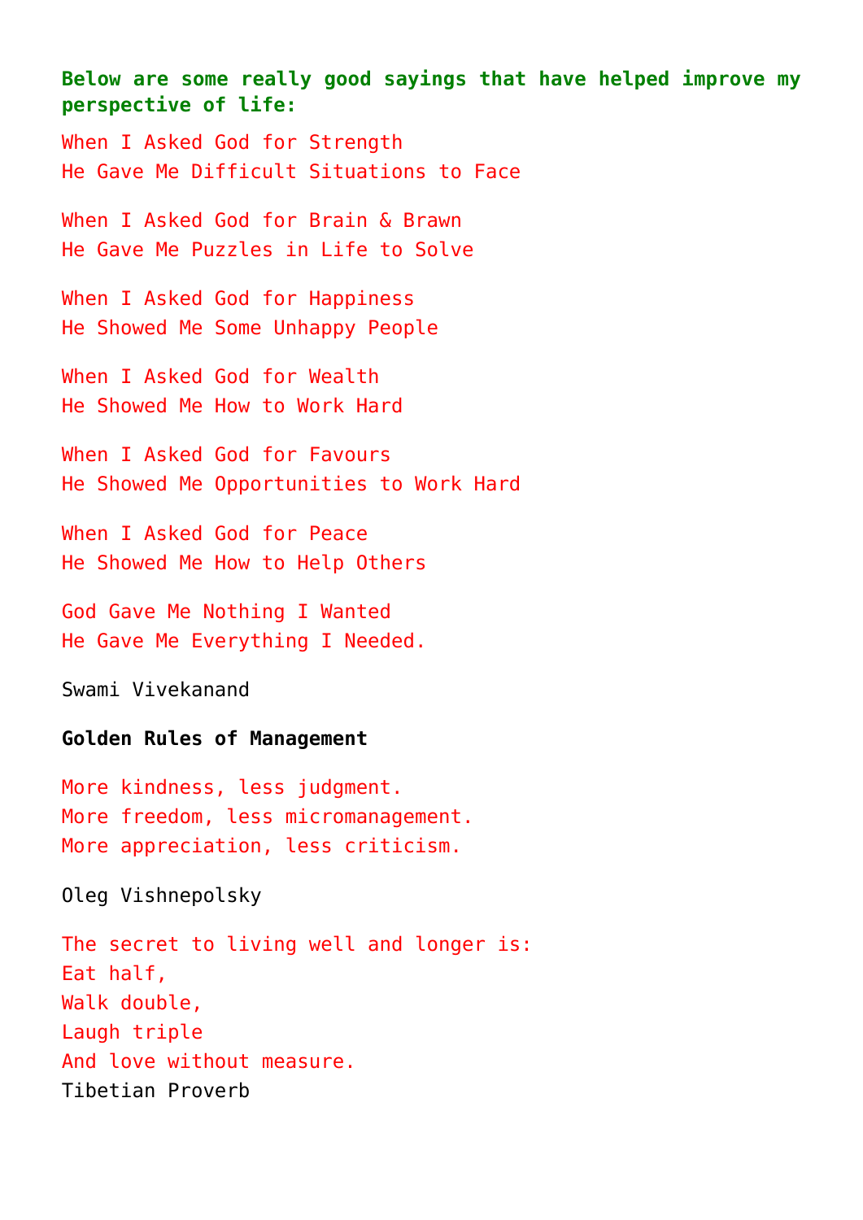**Below are some really good sayings that have helped improve my perspective of life:**

When I Asked God for Strength
He Gave Me Difficult Situations to Face

When I Asked God for Brain & Brawn
He Gave Me Puzzles in Life to Solve

When I Asked God for Happiness
He Showed Me Some Unhappy People

When I Asked God for Wealth
He Showed Me How to Work Hard

When I Asked God for Favours
He Showed Me Opportunities to Work Hard

When I Asked God for Peace
He Showed Me How to Help Others

God Gave Me Nothing I Wanted
He Gave Me Everything I Needed.

Swami Vivekanand

**Golden Rules of Management**

More kindness, less judgment.
More freedom, less micromanagement.
More appreciation, less criticism.

Oleg Vishnepolsky

The secret to living well and longer is:
Eat half,
Walk double,
Laugh triple
And love without measure.
Tibetian Proverb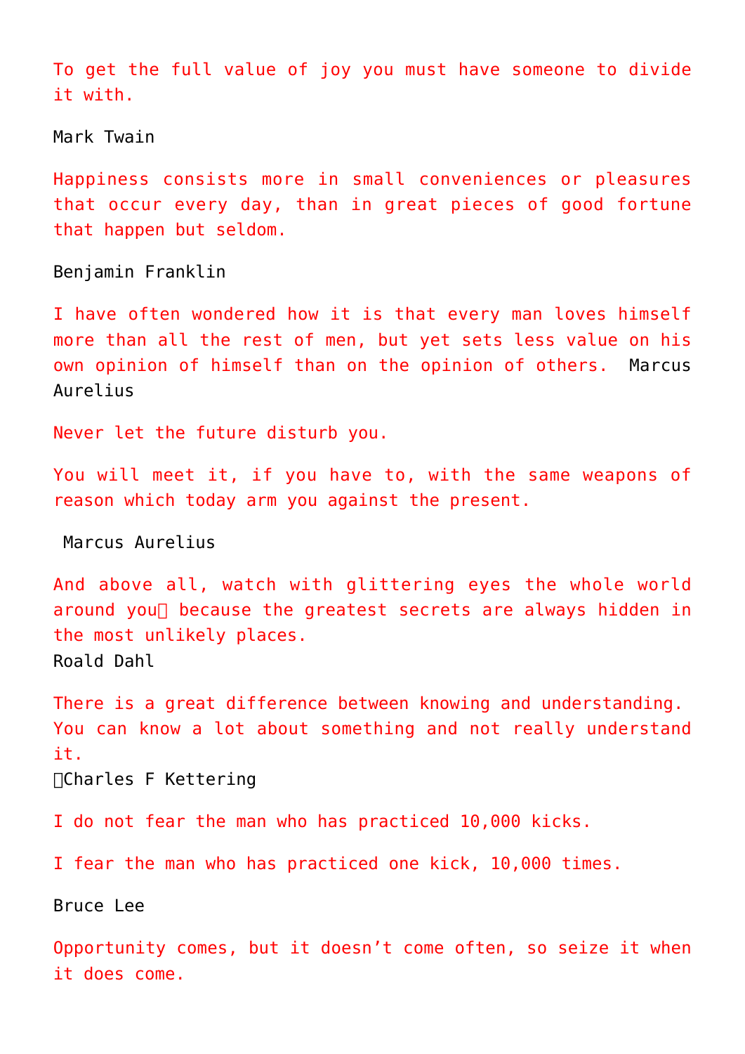To get the full value of joy you must have someone to divide it with.

Mark Twain

Happiness consists more in small conveniences or pleasures that occur every day, than in great pieces of good fortune that happen but seldom.

Benjamin Franklin

I have often wondered how it is that every man loves himself more than all the rest of men, but yet sets less value on his own opinion of himself than on the opinion of others. Marcus Aurelius

Never let the future disturb you.

You will meet it, if you have to, with the same weapons of reason which today arm you against the present.

Marcus Aurelius

And above all, watch with glittering eyes the whole world around you because the greatest secrets are always hidden in the most unlikely places.
Roald Dahl

There is a great difference between knowing and understanding. You can know a lot about something and not really understand it.
Charles F Kettering

I do not fear the man who has practiced 10,000 kicks.

I fear the man who has practiced one kick, 10,000 times.

Bruce Lee

Opportunity comes, but it doesn't come often, so seize it when it does come.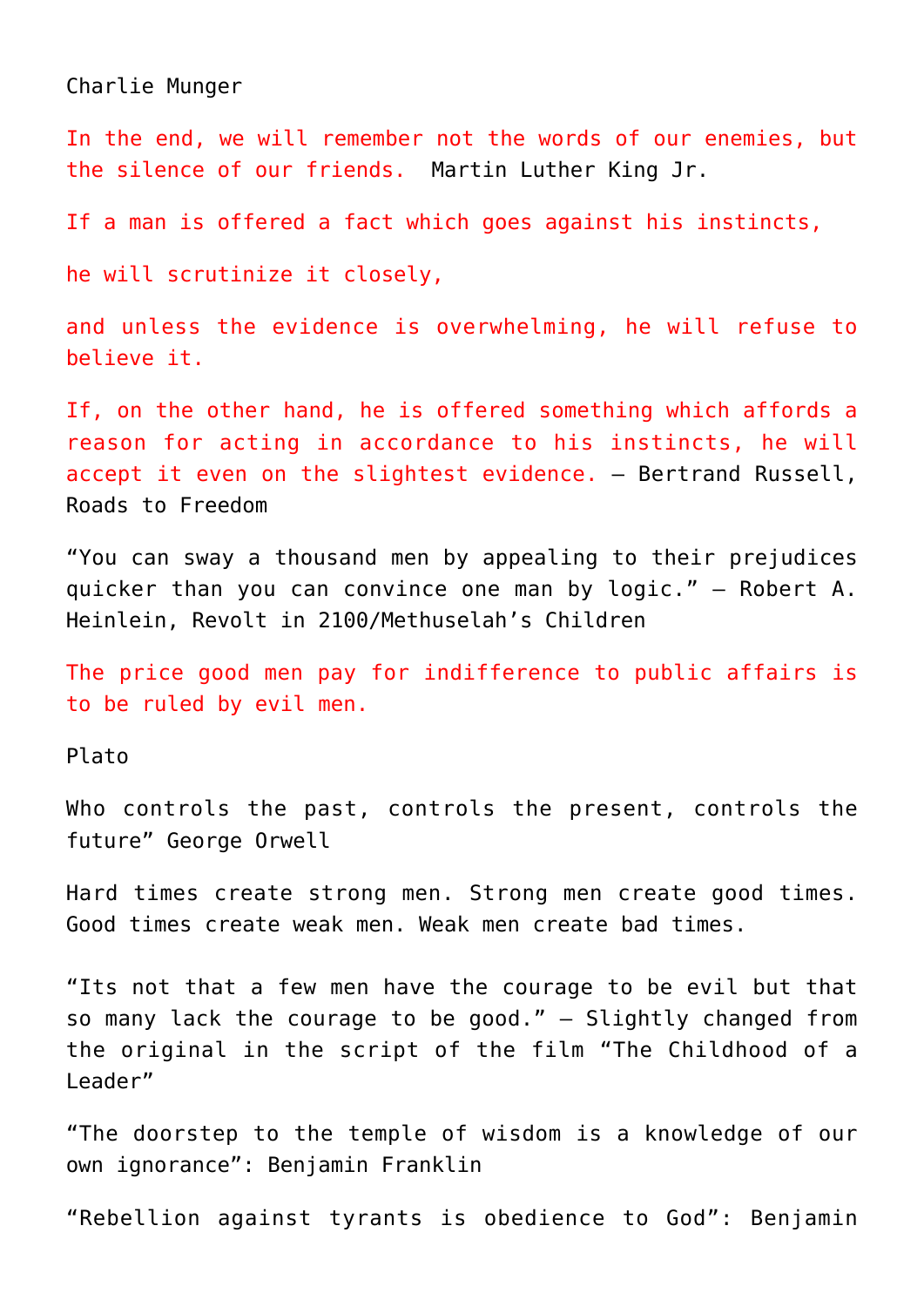Charlie Munger

In the end, we will remember not the words of our enemies, but the silence of our friends. Martin Luther King Jr.

If a man is offered a fact which goes against his instincts,

he will scrutinize it closely,

and unless the evidence is overwhelming, he will refuse to believe it.

If, on the other hand, he is offered something which affords a reason for acting in accordance to his instincts, he will accept it even on the slightest evidence. – Bertrand Russell, Roads to Freedom

“You can sway a thousand men by appealing to their prejudices quicker than you can convince one man by logic.” – Robert A. Heinlein, Revolt in 2100/Methuselah’s Children

The price good men pay for indifference to public affairs is to be ruled by evil men.

Plato

Who controls the past, controls the present, controls the future” George Orwell

Hard times create strong men. Strong men create good times. Good times create weak men. Weak men create bad times.

“Its not that a few men have the courage to be evil but that so many lack the courage to be good.” – Slightly changed from the original in the script of the film “The Childhood of a Leader”

“The doorstep to the temple of wisdom is a knowledge of our own ignorance”: Benjamin Franklin

“Rebellion against tyrants is obedience to God”: Benjamin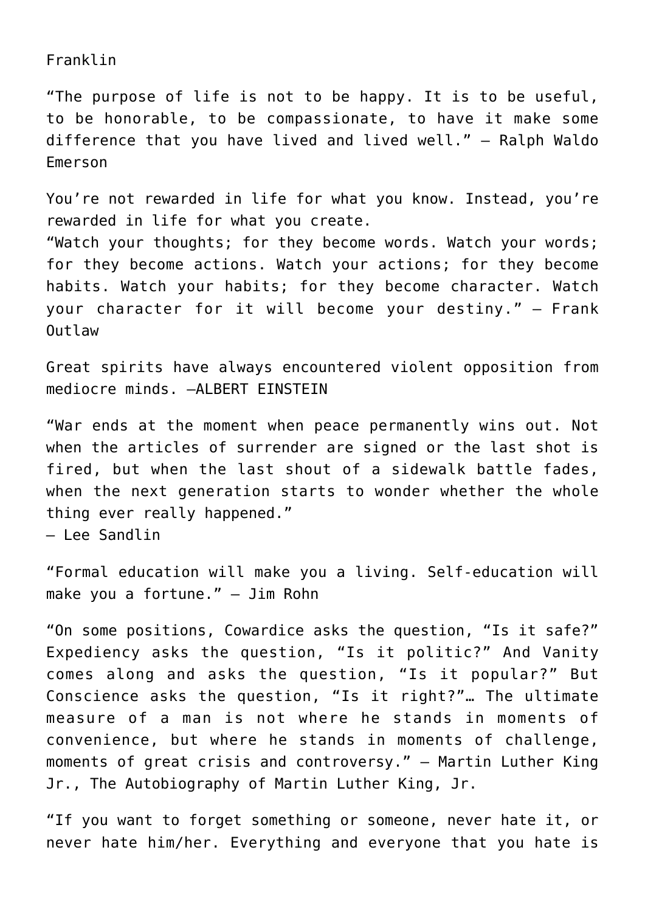Franklin

“The purpose of life is not to be happy. It is to be useful, to be honorable, to be compassionate, to have it make some difference that you have lived and lived well.” – Ralph Waldo Emerson

You’re not rewarded in life for what you know. Instead, you’re rewarded in life for what you create.
“Watch your thoughts; for they become words. Watch your words; for they become actions. Watch your actions; for they become habits. Watch your habits; for they become character. Watch your character for it will become your destiny.” – Frank Outlaw

Great spirits have always encountered violent opposition from mediocre minds. —ALBERT EINSTEIN

“War ends at the moment when peace permanently wins out. Not when the articles of surrender are signed or the last shot is fired, but when the last shout of a sidewalk battle fades, when the next generation starts to wonder whether the whole thing ever really happened.”
– Lee Sandlin

“Formal education will make you a living. Self-education will make you a fortune.” – Jim Rohn

“On some positions, Cowardice asks the question, “Is it safe?” Expediency asks the question, “Is it politic?” And Vanity comes along and asks the question, “Is it popular?” But Conscience asks the question, “Is it right?”… The ultimate measure of a man is not where he stands in moments of convenience, but where he stands in moments of challenge, moments of great crisis and controversy.” – Martin Luther King Jr., The Autobiography of Martin Luther King, Jr.

“If you want to forget something or someone, never hate it, or never hate him/her. Everything and everyone that you hate is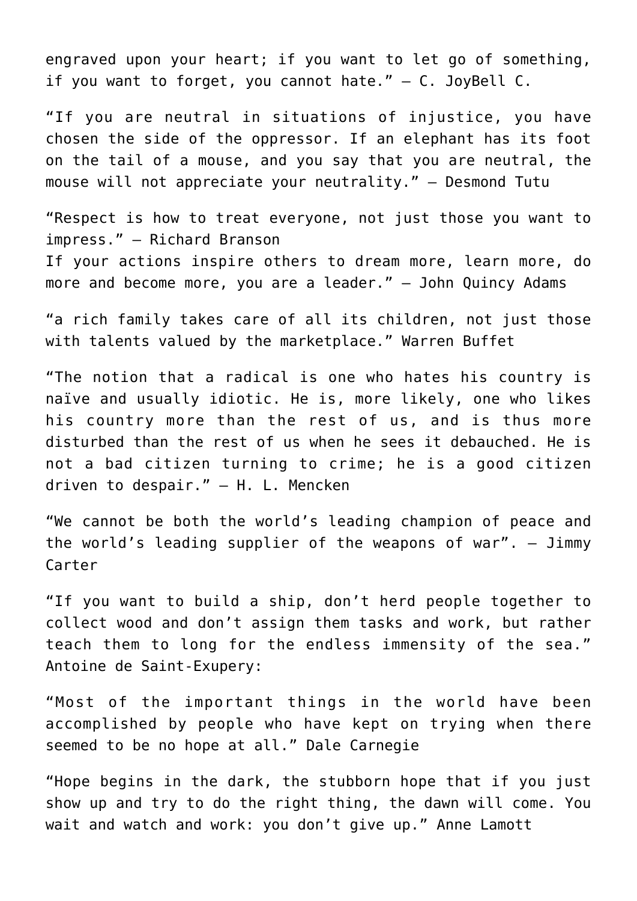engraved upon your heart; if you want to let go of something, if you want to forget, you cannot hate." – C. JoyBell C.

"If you are neutral in situations of injustice, you have chosen the side of the oppressor. If an elephant has its foot on the tail of a mouse, and you say that you are neutral, the mouse will not appreciate your neutrality." – Desmond Tutu

"Respect is how to treat everyone, not just those you want to impress." – Richard Branson
If your actions inspire others to dream more, learn more, do more and become more, you are a leader." – John Quincy Adams

"a rich family takes care of all its children, not just those with talents valued by the marketplace." Warren Buffet

"The notion that a radical is one who hates his country is naïve and usually idiotic. He is, more likely, one who likes his country more than the rest of us, and is thus more disturbed than the rest of us when he sees it debauched. He is not a bad citizen turning to crime; he is a good citizen driven to despair." – H. L. Mencken

"We cannot be both the world's leading champion of peace and the world's leading supplier of the weapons of war". – Jimmy Carter

"If you want to build a ship, don't herd people together to collect wood and don't assign them tasks and work, but rather teach them to long for the endless immensity of the sea." Antoine de Saint-Exupery:

"Most of the important things in the world have been accomplished by people who have kept on trying when there seemed to be no hope at all." Dale Carnegie

"Hope begins in the dark, the stubborn hope that if you just show up and try to do the right thing, the dawn will come. You wait and watch and work: you don't give up." Anne Lamott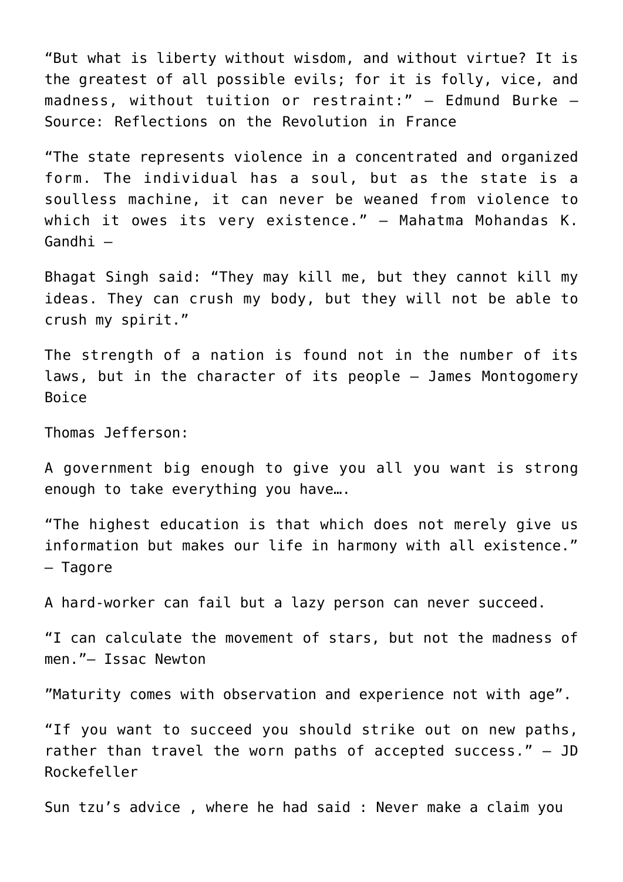“But what is liberty without wisdom, and without virtue? It is the greatest of all possible evils; for it is folly, vice, and madness, without tuition or restraint:” – Edmund Burke – Source: Reflections on the Revolution in France

“The state represents violence in a concentrated and organized form. The individual has a soul, but as the state is a soulless machine, it can never be weaned from violence to which it owes its very existence.” – Mahatma Mohandas K. Gandhi –

Bhagat Singh said: “They may kill me, but they cannot kill my ideas. They can crush my body, but they will not be able to crush my spirit.”

The strength of a nation is found not in the number of its laws, but in the character of its people – James Montogomery Boice

Thomas Jefferson:

A government big enough to give you all you want is strong enough to take everything you have….

“The highest education is that which does not merely give us information but makes our life in harmony with all existence.” – Tagore

A hard-worker can fail but a lazy person can never succeed.

“I can calculate the movement of stars, but not the madness of men.”– Issac Newton

”Maturity comes with observation and experience not with age”.

“If you want to succeed you should strike out on new paths, rather than travel the worn paths of accepted success.” – JD Rockefeller

Sun tzu’s advice , where he had said : Never make a claim you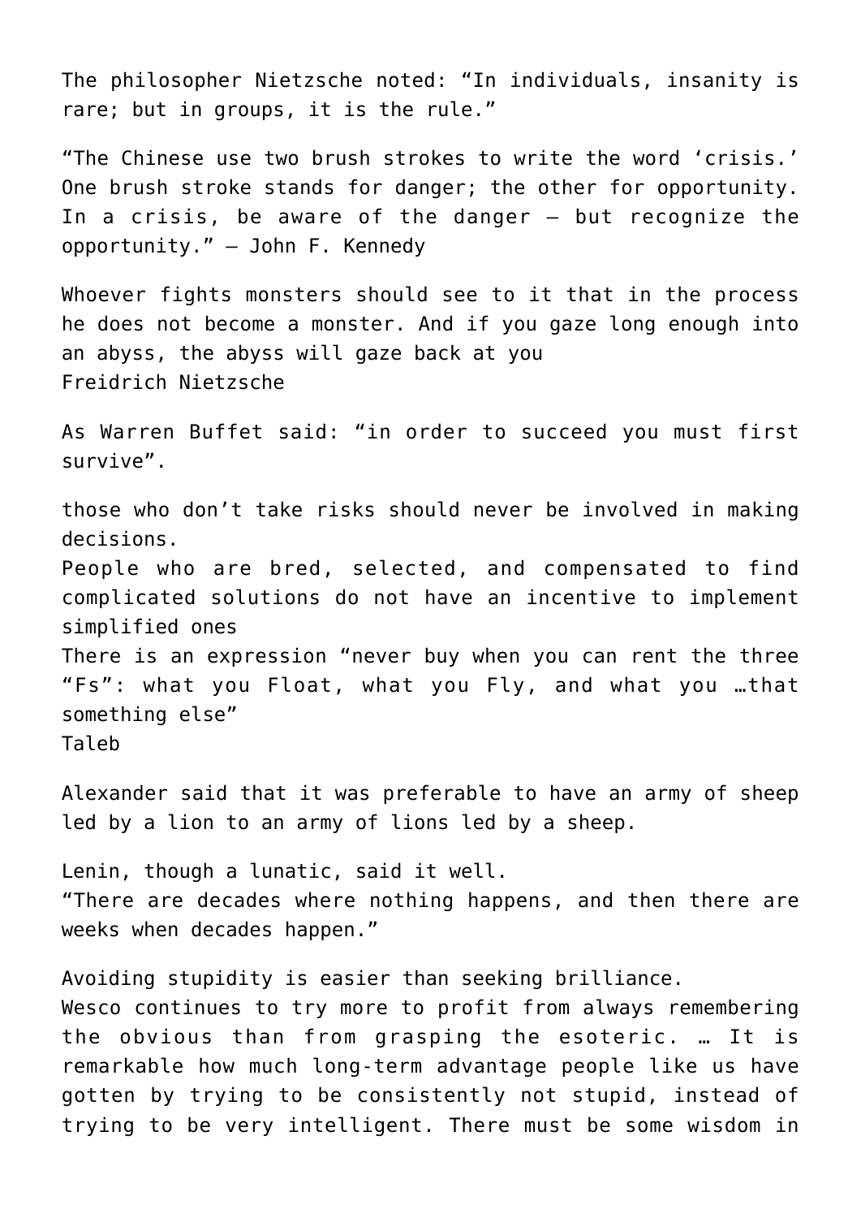The philosopher Nietzsche noted: "In individuals, insanity is rare; but in groups, it is the rule."

"The Chinese use two brush strokes to write the word 'crisis.' One brush stroke stands for danger; the other for opportunity. In a crisis, be aware of the danger – but recognize the opportunity." – John F. Kennedy

Whoever fights monsters should see to it that in the process he does not become a monster. And if you gaze long enough into an abyss, the abyss will gaze back at you
Freidrich Nietzsche

As Warren Buffet said: "in order to succeed you must first survive".

those who don't take risks should never be involved in making decisions.
People who are bred, selected, and compensated to find complicated solutions do not have an incentive to implement simplified ones
There is an expression "never buy when you can rent the three "Fs": what you Float, what you Fly, and what you …that something else"
Taleb

Alexander said that it was preferable to have an army of sheep led by a lion to an army of lions led by a sheep.

Lenin, though a lunatic, said it well.
"There are decades where nothing happens, and then there are weeks when decades happen."

Avoiding stupidity is easier than seeking brilliance.
Wesco continues to try more to profit from always remembering the obvious than from grasping the esoteric. … It is remarkable how much long-term advantage people like us have gotten by trying to be consistently not stupid, instead of trying to be very intelligent. There must be some wisdom in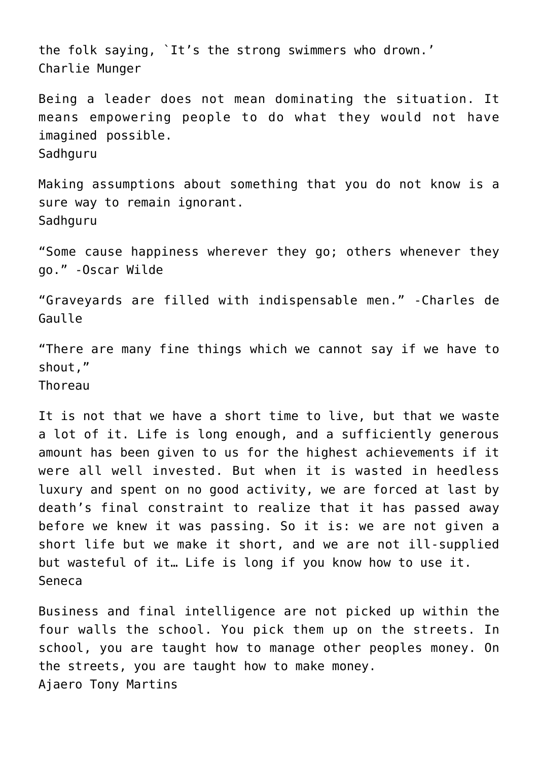the folk saying, `It's the strong swimmers who drown.'
Charlie Munger

Being a leader does not mean dominating the situation. It means empowering people to do what they would not have imagined possible.
Sadhguru

Making assumptions about something that you do not know is a sure way to remain ignorant.
Sadhguru

"Some cause happiness wherever they go; others whenever they go." -Oscar Wilde

"Graveyards are filled with indispensable men." -Charles de Gaulle

"There are many fine things which we cannot say if we have to shout,"
Thoreau

It is not that we have a short time to live, but that we waste a lot of it. Life is long enough, and a sufficiently generous amount has been given to us for the highest achievements if it were all well invested. But when it is wasted in heedless luxury and spent on no good activity, we are forced at last by death's final constraint to realize that it has passed away before we knew it was passing. So it is: we are not given a short life but we make it short, and we are not ill-supplied but wasteful of it… Life is long if you know how to use it.
Seneca

Business and final intelligence are not picked up within the four walls the school. You pick them up on the streets. In school, you are taught how to manage other peoples money. On the streets, you are taught how to make money.
Ajaero Tony Martins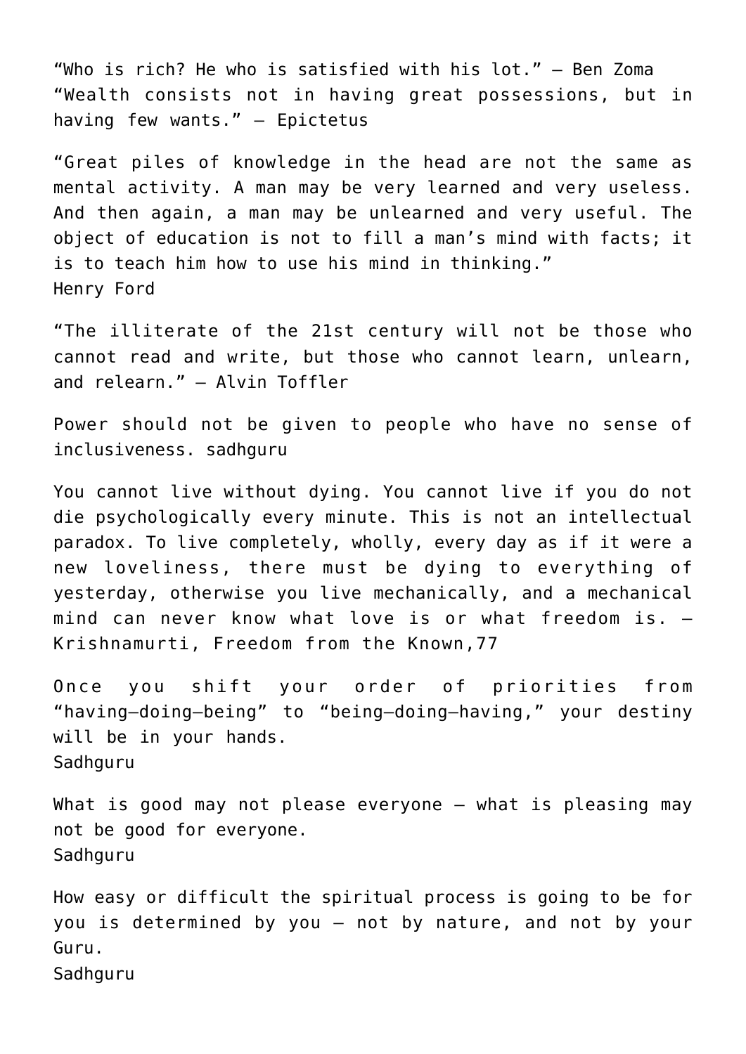"Who is rich? He who is satisfied with his lot." – Ben Zoma
"Wealth consists not in having great possessions, but in having few wants." – Epictetus

"Great piles of knowledge in the head are not the same as mental activity. A man may be very learned and very useless. And then again, a man may be unlearned and very useful. The object of education is not to fill a man's mind with facts; it is to teach him how to use his mind in thinking."
Henry Ford

"The illiterate of the 21st century will not be those who cannot read and write, but those who cannot learn, unlearn, and relearn." – Alvin Toffler

Power should not be given to people who have no sense of inclusiveness. sadhguru

You cannot live without dying. You cannot live if you do not die psychologically every minute. This is not an intellectual paradox. To live completely, wholly, every day as if it were a new loveliness, there must be dying to everything of yesterday, otherwise you live mechanically, and a mechanical mind can never know what love is or what freedom is. – Krishnamurti, Freedom from the Known,77

Once you shift your order of priorities from "having–doing–being" to "being–doing–having," your destiny will be in your hands.
Sadhguru

What is good may not please everyone – what is pleasing may not be good for everyone.
Sadhguru

How easy or difficult the spiritual process is going to be for you is determined by you – not by nature, and not by your Guru.
Sadhguru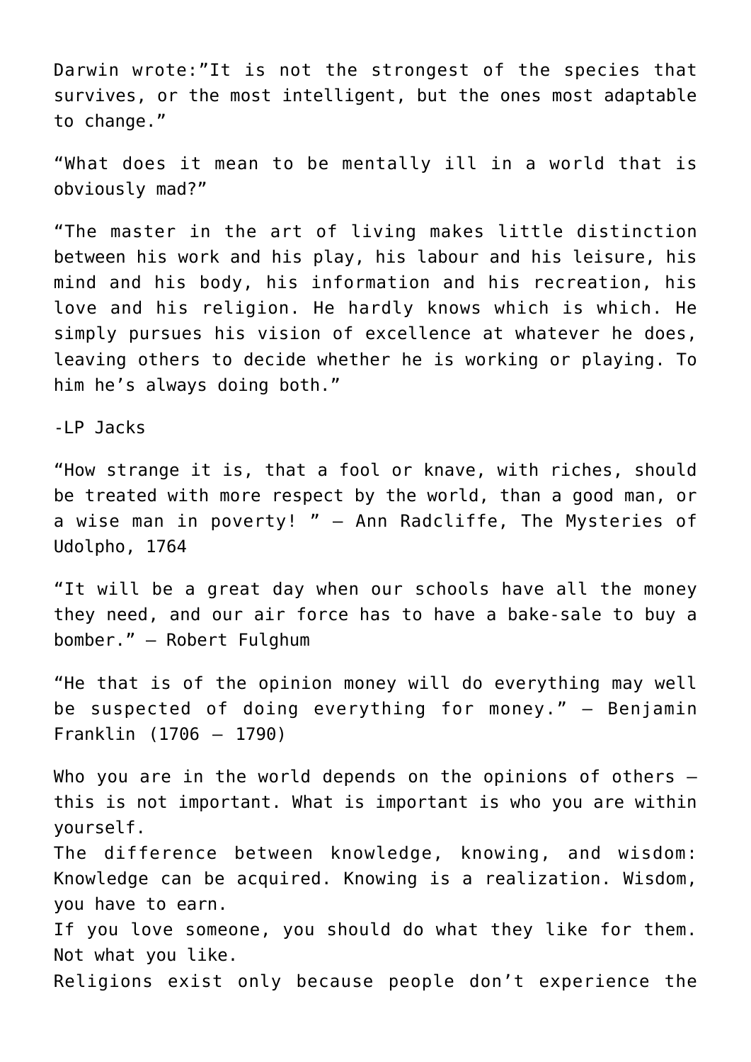Darwin wrote:"It is not the strongest of the species that survives, or the most intelligent, but the ones most adaptable to change."

"What does it mean to be mentally ill in a world that is obviously mad?"

"The master in the art of living makes little distinction between his work and his play, his labour and his leisure, his mind and his body, his information and his recreation, his love and his religion. He hardly knows which is which. He simply pursues his vision of excellence at whatever he does, leaving others to decide whether he is working or playing. To him he's always doing both."

-LP Jacks

"How strange it is, that a fool or knave, with riches, should be treated with more respect by the world, than a good man, or a wise man in poverty! " – Ann Radcliffe, The Mysteries of Udolpho, 1764

"It will be a great day when our schools have all the money they need, and our air force has to have a bake-sale to buy a bomber." – Robert Fulghum

"He that is of the opinion money will do everything may well be suspected of doing everything for money." – Benjamin Franklin (1706 – 1790)

Who you are in the world depends on the opinions of others – this is not important. What is important is who you are within yourself.
The difference between knowledge, knowing, and wisdom: Knowledge can be acquired. Knowing is a realization. Wisdom, you have to earn.
If you love someone, you should do what they like for them. Not what you like.
Religions exist only because people don't experience the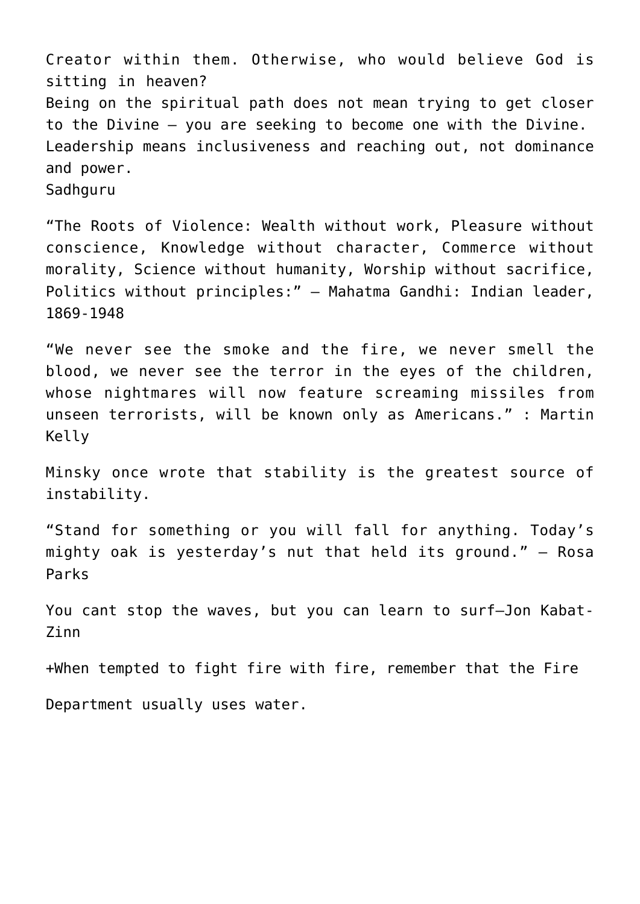Creator within them. Otherwise, who would believe God is sitting in heaven?
Being on the spiritual path does not mean trying to get closer to the Divine – you are seeking to become one with the Divine.
Leadership means inclusiveness and reaching out, not dominance and power.
Sadhguru

"The Roots of Violence: Wealth without work, Pleasure without conscience, Knowledge without character, Commerce without morality, Science without humanity, Worship without sacrifice, Politics without principles:" – Mahatma Gandhi: Indian leader, 1869-1948

"We never see the smoke and the fire, we never smell the blood, we never see the terror in the eyes of the children, whose nightmares will now feature screaming missiles from unseen terrorists, will be known only as Americans." : Martin Kelly

Minsky once wrote that stability is the greatest source of instability.

"Stand for something or you will fall for anything. Today's mighty oak is yesterday's nut that held its ground." – Rosa Parks

You cant stop the waves, but you can learn to surf—Jon Kabat-Zinn

+When tempted to fight fire with fire, remember that the Fire

Department usually uses water.